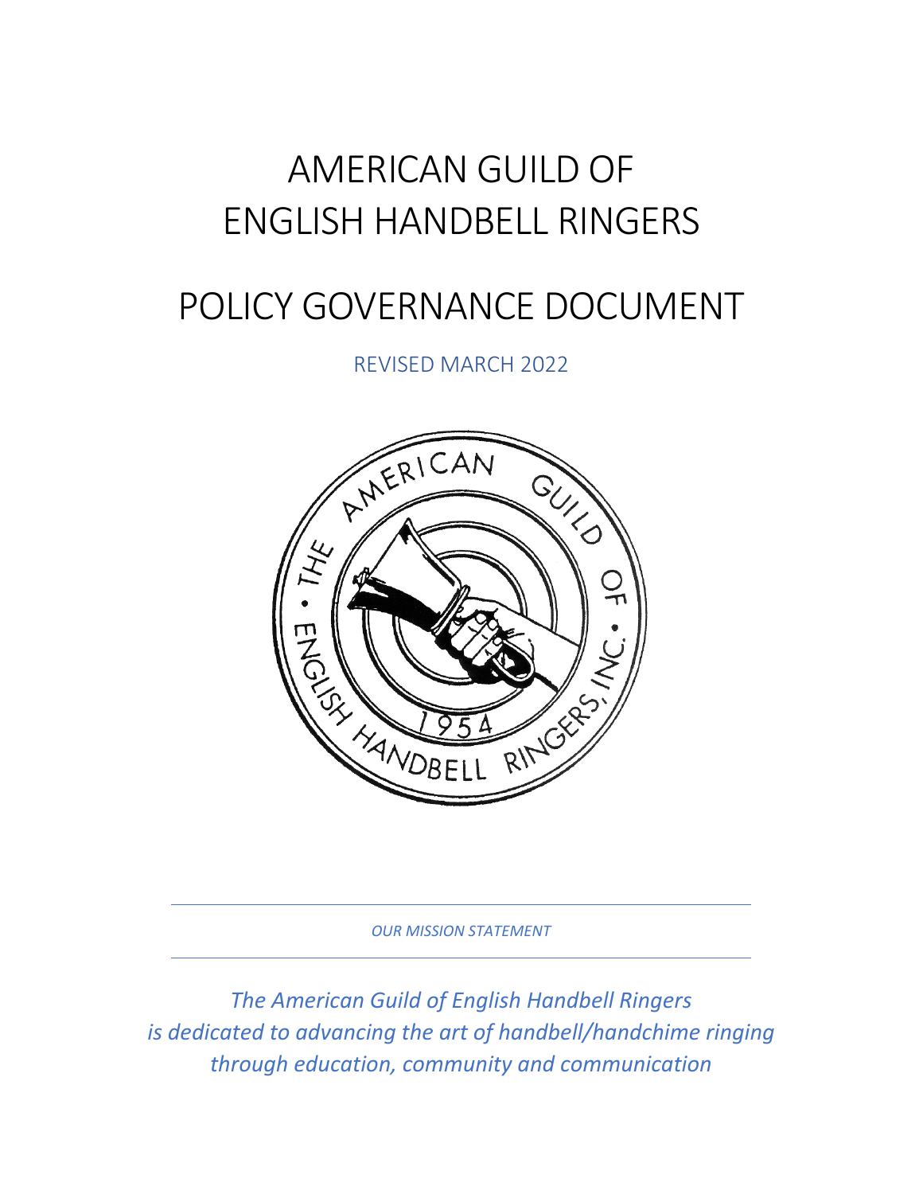# AMERICAN GUILD OF ENGLISH HANDBELL RINGERS

# POLICY GOVERNANCE DOCUMENT

REVISED MARCH 2022

*OUR MISSION STATEMENT*

*The American Guild of English Handbell Ringers is dedicated to advancing the art of handbell/handchime ringing through education, community and communication*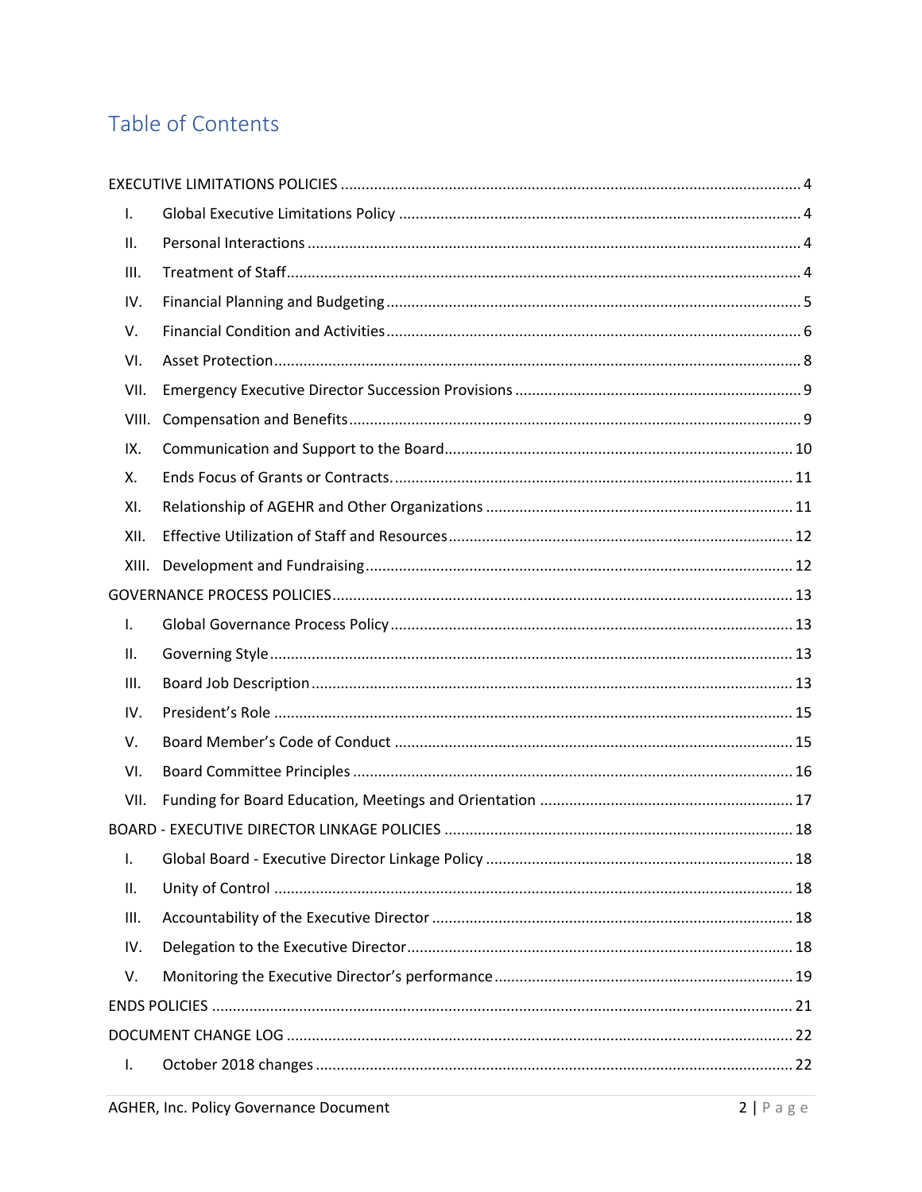# Table of Contents

EXECUTIVE LIMITATIONS POLICIES ..... 4

- I. Global Executive Limitations Policy ..... 4
- II. Personal Interactions ..... 4
- III. Treatment of Staff ..... 4
- IV. Financial Planning and Budgeting ..... 5
- V. Financial Condition and Activities ..... 6
- VI. Asset Protection ..... 8
- VII. Emergency Executive Director Succession Provisions ..... 9
- VIII. Compensation and Benefits ..... 9
- IX. Communication and Support to the Board ..... 10
- X. Ends Focus of Grants or Contracts. ..... 11
- XI. Relationship of AGEHR and Other Organizations ..... 11
- XII. Effective Utilization of Staff and Resources ..... 12
- XIII. Development and Fundraising ..... 12

GOVERNANCE PROCESS POLICIES ..... 13

- I. Global Governance Process Policy ..... 13
- II. Governing Style ..... 13
- III. Board Job Description ..... 13
- IV. President's Role ..... 15
- V. Board Member's Code of Conduct ..... 15
- VI. Board Committee Principles ..... 16
- VII. Funding for Board Education, Meetings and Orientation ..... 17

BOARD - EXECUTIVE DIRECTOR LINKAGE POLICIES ..... 18

- I. Global Board - Executive Director Linkage Policy ..... 18
- II. Unity of Control ..... 18
- III. Accountability of the Executive Director ..... 18
- IV. Delegation to the Executive Director ..... 18
- V. Monitoring the Executive Director's performance ..... 19

ENDS POLICIES ..... 21

DOCUMENT CHANGE LOG ..... 22

- I. October 2018 changes ..... 22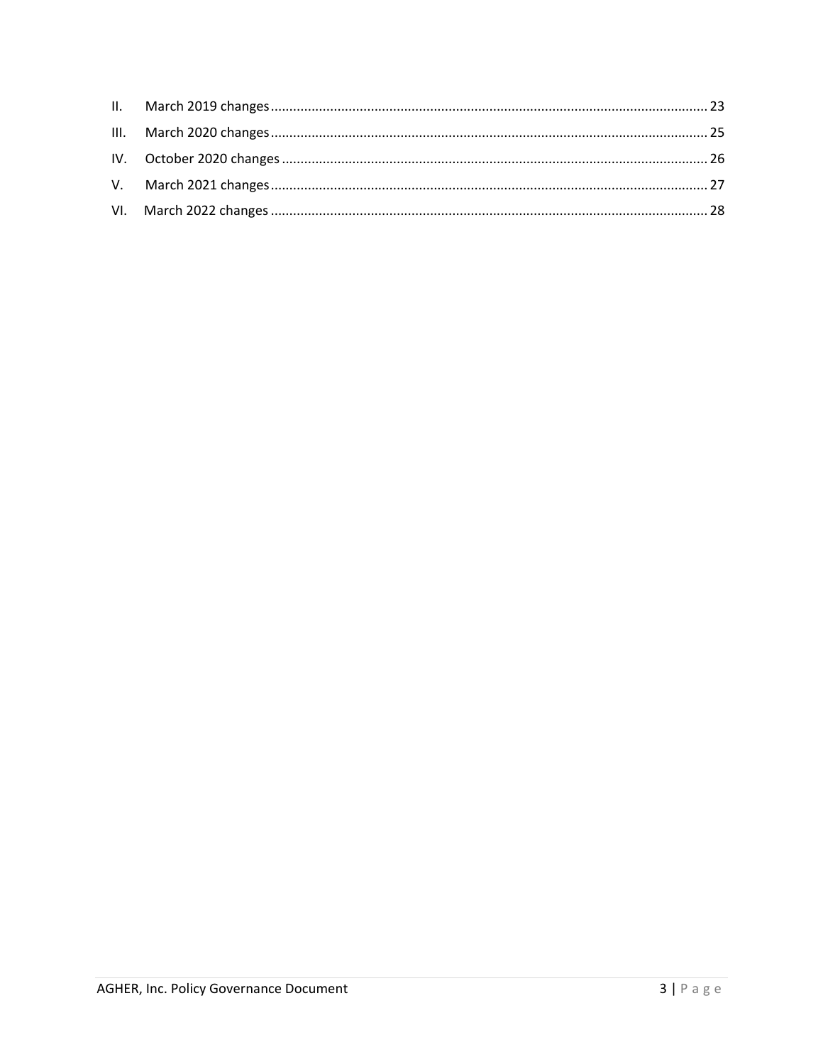II. March 2019 changes ........................................................................................................ 23

III. March 2020 changes ........................................................................................................ 25

IV. October 2020 changes ..................................................................................................... 26

V. March 2021 changes ......................................................................................................... 27

VI. March 2022 changes ........................................................................................................ 28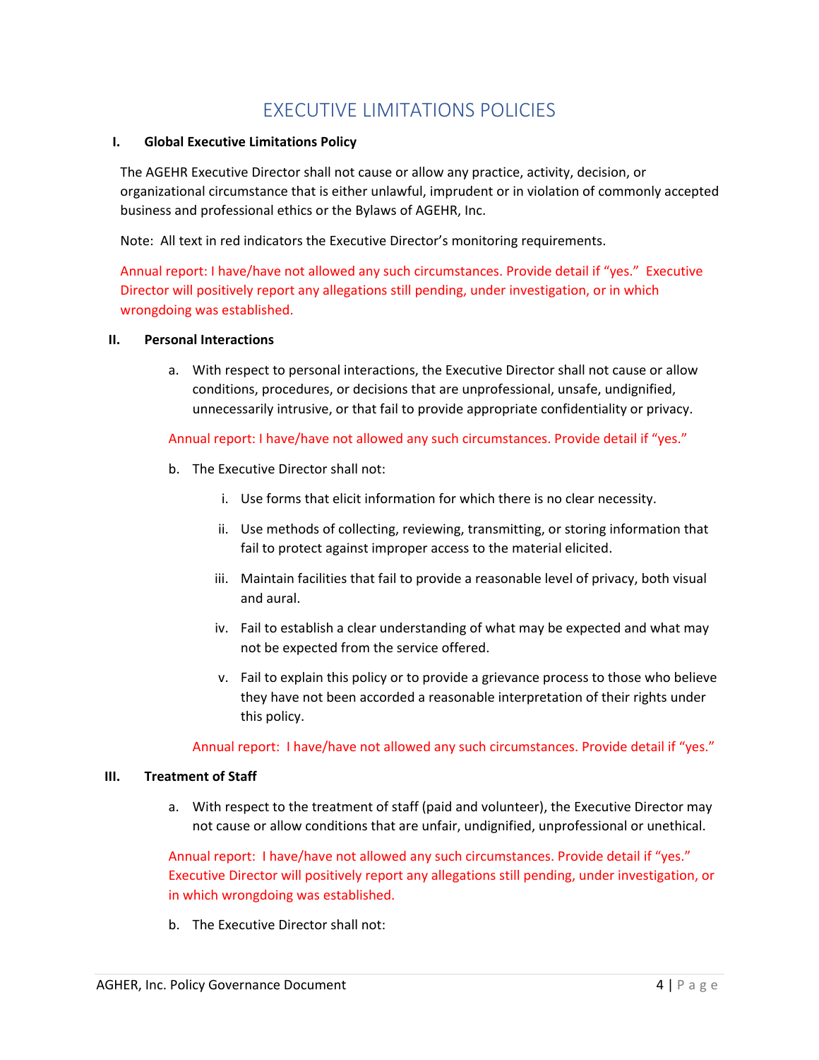# EXECUTIVE LIMITATIONS POLICIES

## I. Global Executive Limitations Policy

The AGEHR Executive Director shall not cause or allow any practice, activity, decision, or organizational circumstance that is either unlawful, imprudent or in violation of commonly accepted business and professional ethics or the Bylaws of AGEHR, Inc.

Note: All text in red indicators the Executive Director's monitoring requirements.

Annual report: I have/have not allowed any such circumstances. Provide detail if "yes." Executive Director will positively report any allegations still pending, under investigation, or in which wrongdoing was established.

## II. Personal Interactions

a. With respect to personal interactions, the Executive Director shall not cause or allow conditions, procedures, or decisions that are unprofessional, unsafe, undignified, unnecessarily intrusive, or that fail to provide appropriate confidentiality or privacy.

Annual report: I have/have not allowed any such circumstances. Provide detail if "yes."

b. The Executive Director shall not:

   i. Use forms that elicit information for which there is no clear necessity.

   ii. Use methods of collecting, reviewing, transmitting, or storing information that fail to protect against improper access to the material elicited.

   iii. Maintain facilities that fail to provide a reasonable level of privacy, both visual and aural.

   iv. Fail to establish a clear understanding of what may be expected and what may not be expected from the service offered.

   v. Fail to explain this policy or to provide a grievance process to those who believe they have not been accorded a reasonable interpretation of their rights under this policy.

Annual report: I have/have not allowed any such circumstances. Provide detail if "yes."

## III. Treatment of Staff

a. With respect to the treatment of staff (paid and volunteer), the Executive Director may not cause or allow conditions that are unfair, undignified, unprofessional or unethical.

Annual report: I have/have not allowed any such circumstances. Provide detail if "yes." Executive Director will positively report any allegations still pending, under investigation, or in which wrongdoing was established.

b. The Executive Director shall not: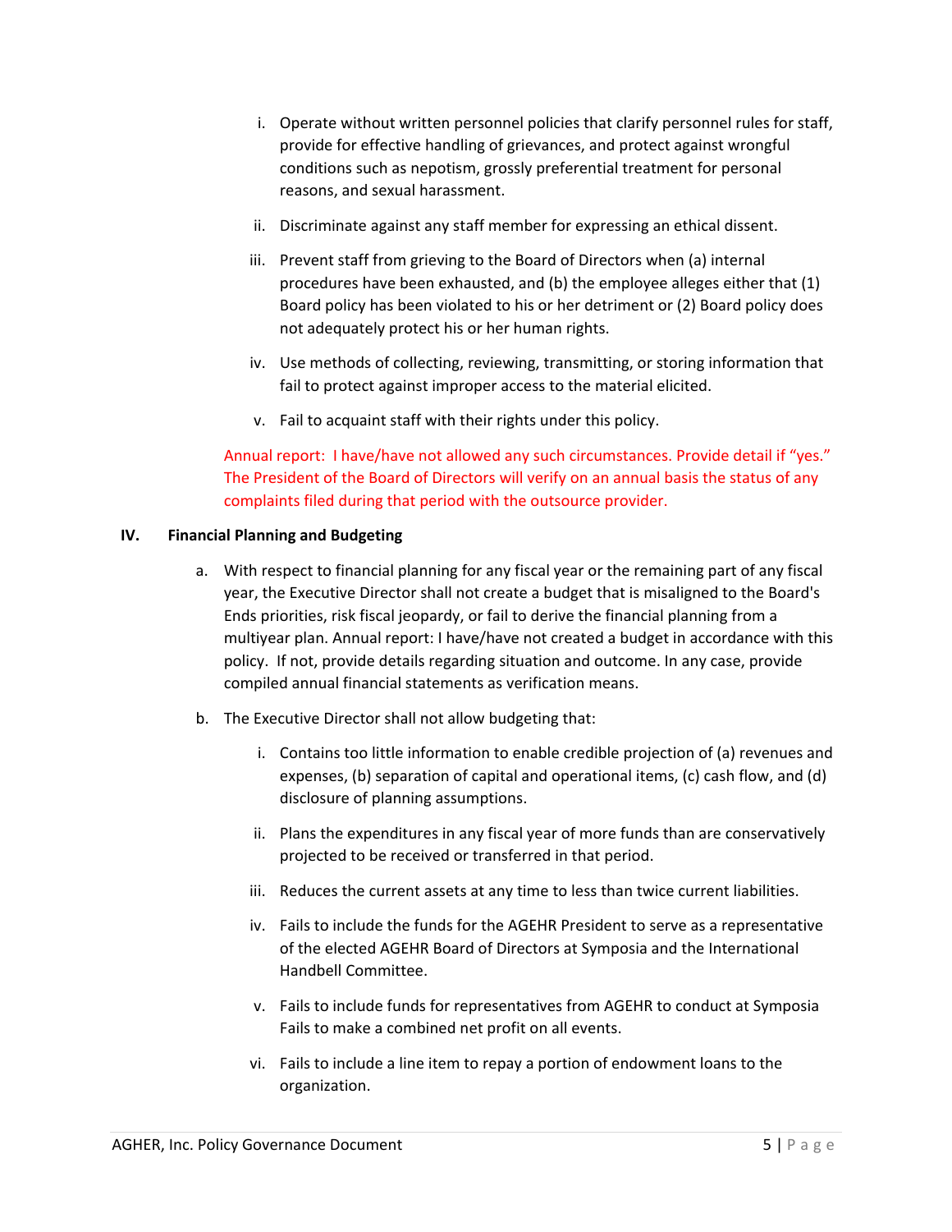i. Operate without written personnel policies that clarify personnel rules for staff, provide for effective handling of grievances, and protect against wrongful conditions such as nepotism, grossly preferential treatment for personal reasons, and sexual harassment.

ii. Discriminate against any staff member for expressing an ethical dissent.

iii. Prevent staff from grieving to the Board of Directors when (a) internal procedures have been exhausted, and (b) the employee alleges either that (1) Board policy has been violated to his or her detriment or (2) Board policy does not adequately protect his or her human rights.

iv. Use methods of collecting, reviewing, transmitting, or storing information that fail to protect against improper access to the material elicited.

v. Fail to acquaint staff with their rights under this policy.

Annual report: I have/have not allowed any such circumstances. Provide detail if "yes." The President of the Board of Directors will verify on an annual basis the status of any complaints filed during that period with the outsource provider.

## IV. Financial Planning and Budgeting

a. With respect to financial planning for any fiscal year or the remaining part of any fiscal year, the Executive Director shall not create a budget that is misaligned to the Board's Ends priorities, risk fiscal jeopardy, or fail to derive the financial planning from a multiyear plan. Annual report: I have/have not created a budget in accordance with this policy. If not, provide details regarding situation and outcome. In any case, provide compiled annual financial statements as verification means.

b. The Executive Director shall not allow budgeting that:

i. Contains too little information to enable credible projection of (a) revenues and expenses, (b) separation of capital and operational items, (c) cash flow, and (d) disclosure of planning assumptions.

ii. Plans the expenditures in any fiscal year of more funds than are conservatively projected to be received or transferred in that period.

iii. Reduces the current assets at any time to less than twice current liabilities.

iv. Fails to include the funds for the AGEHR President to serve as a representative of the elected AGEHR Board of Directors at Symposia and the International Handbell Committee.

v. Fails to include funds for representatives from AGEHR to conduct at Symposia Fails to make a combined net profit on all events.

vi. Fails to include a line item to repay a portion of endowment loans to the organization.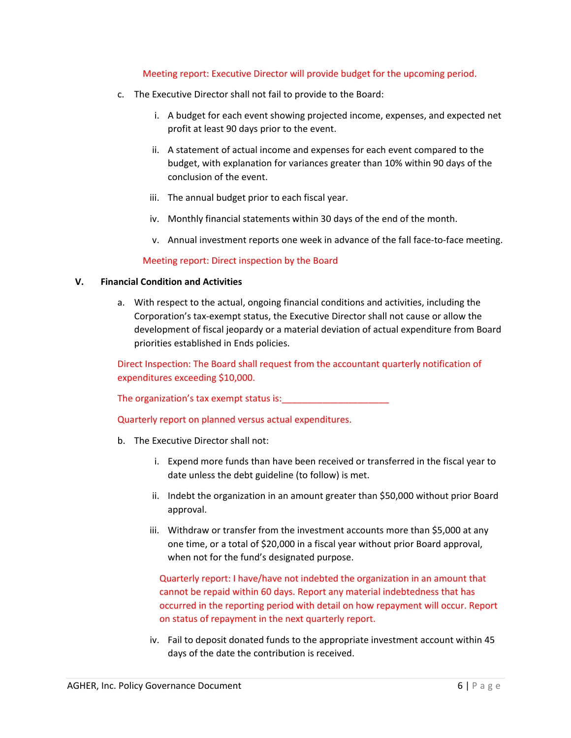Meeting report: Executive Director will provide budget for the upcoming period.

c. The Executive Director shall not fail to provide to the Board:

   i. A budget for each event showing projected income, expenses, and expected net profit at least 90 days prior to the event.

   ii. A statement of actual income and expenses for each event compared to the budget, with explanation for variances greater than 10% within 90 days of the conclusion of the event.

   iii. The annual budget prior to each fiscal year.

   iv. Monthly financial statements within 30 days of the end of the month.

   v. Annual investment reports one week in advance of the fall face-to-face meeting.

Meeting report: Direct inspection by the Board

## V. Financial Condition and Activities

a. With respect to the actual, ongoing financial conditions and activities, including the Corporation's tax-exempt status, the Executive Director shall not cause or allow the development of fiscal jeopardy or a material deviation of actual expenditure from Board priorities established in Ends policies.

Direct Inspection: The Board shall request from the accountant quarterly notification of expenditures exceeding $10,000.

The organization's tax exempt status is:_____________________

Quarterly report on planned versus actual expenditures.

b. The Executive Director shall not:

   i. Expend more funds than have been received or transferred in the fiscal year to date unless the debt guideline (to follow) is met.

   ii. Indebt the organization in an amount greater than $50,000 without prior Board approval.

   iii. Withdraw or transfer from the investment accounts more than $5,000 at any one time, or a total of $20,000 in a fiscal year without prior Board approval, when not for the fund's designated purpose.

   Quarterly report: I have/have not indebted the organization in an amount that cannot be repaid within 60 days. Report any material indebtedness that has occurred in the reporting period with detail on how repayment will occur. Report on status of repayment in the next quarterly report.

   iv. Fail to deposit donated funds to the appropriate investment account within 45 days of the date the contribution is received.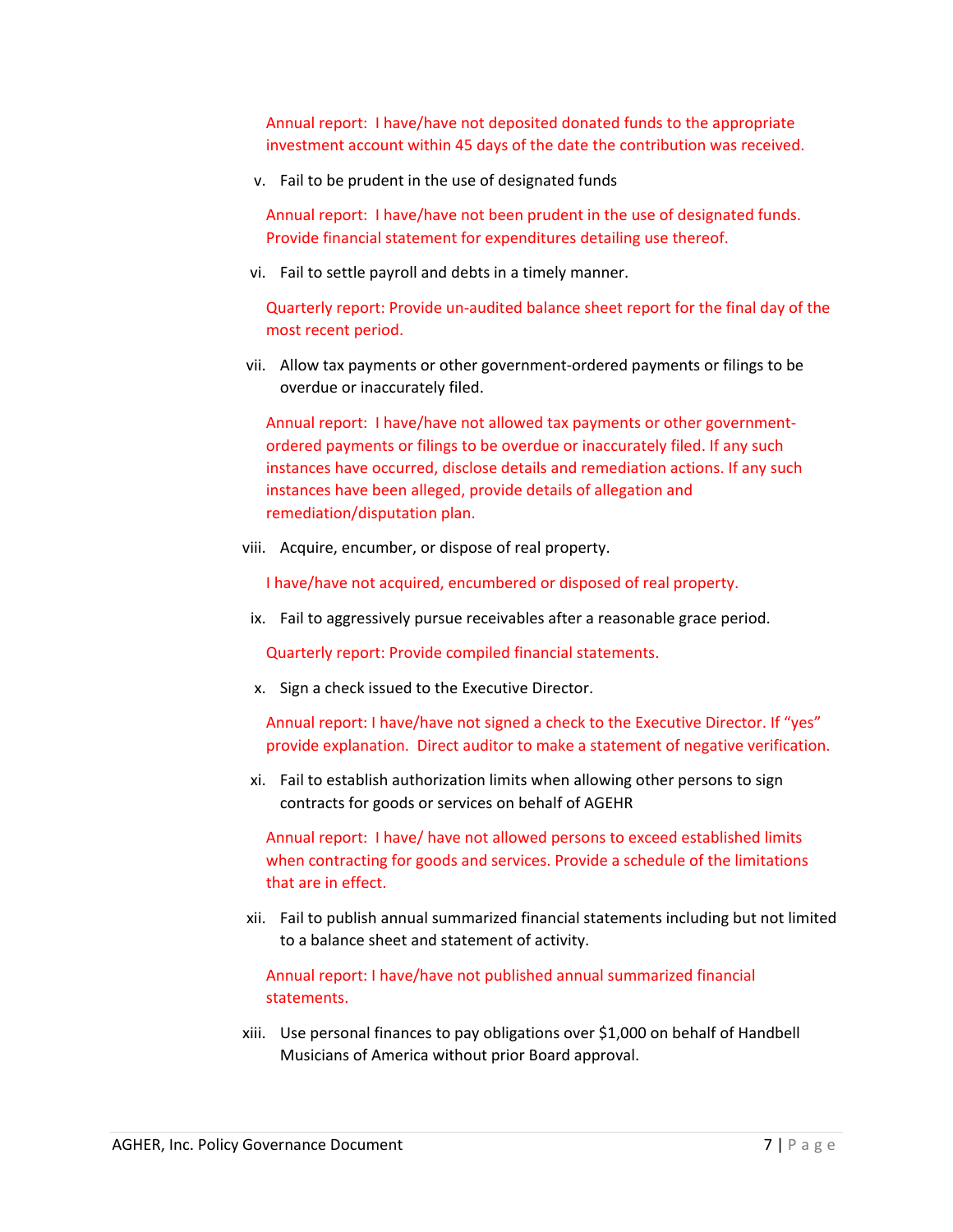Annual report: I have/have not deposited donated funds to the appropriate investment account within 45 days of the date the contribution was received.

v. Fail to be prudent in the use of designated funds

Annual report: I have/have not been prudent in the use of designated funds. Provide financial statement for expenditures detailing use thereof.

vi. Fail to settle payroll and debts in a timely manner.

Quarterly report: Provide un-audited balance sheet report for the final day of the most recent period.

vii. Allow tax payments or other government-ordered payments or filings to be overdue or inaccurately filed.

Annual report: I have/have not allowed tax payments or other government-ordered payments or filings to be overdue or inaccurately filed. If any such instances have occurred, disclose details and remediation actions. If any such instances have been alleged, provide details of allegation and remediation/disputation plan.

viii. Acquire, encumber, or dispose of real property.

I have/have not acquired, encumbered or disposed of real property.

ix. Fail to aggressively pursue receivables after a reasonable grace period.

Quarterly report: Provide compiled financial statements.

x. Sign a check issued to the Executive Director.

Annual report: I have/have not signed a check to the Executive Director. If "yes" provide explanation. Direct auditor to make a statement of negative verification.

xi. Fail to establish authorization limits when allowing other persons to sign contracts for goods or services on behalf of AGEHR

Annual report: I have/ have not allowed persons to exceed established limits when contracting for goods and services. Provide a schedule of the limitations that are in effect.

xii. Fail to publish annual summarized financial statements including but not limited to a balance sheet and statement of activity.

Annual report: I have/have not published annual summarized financial statements.

xiii. Use personal finances to pay obligations over $1,000 on behalf of Handbell Musicians of America without prior Board approval.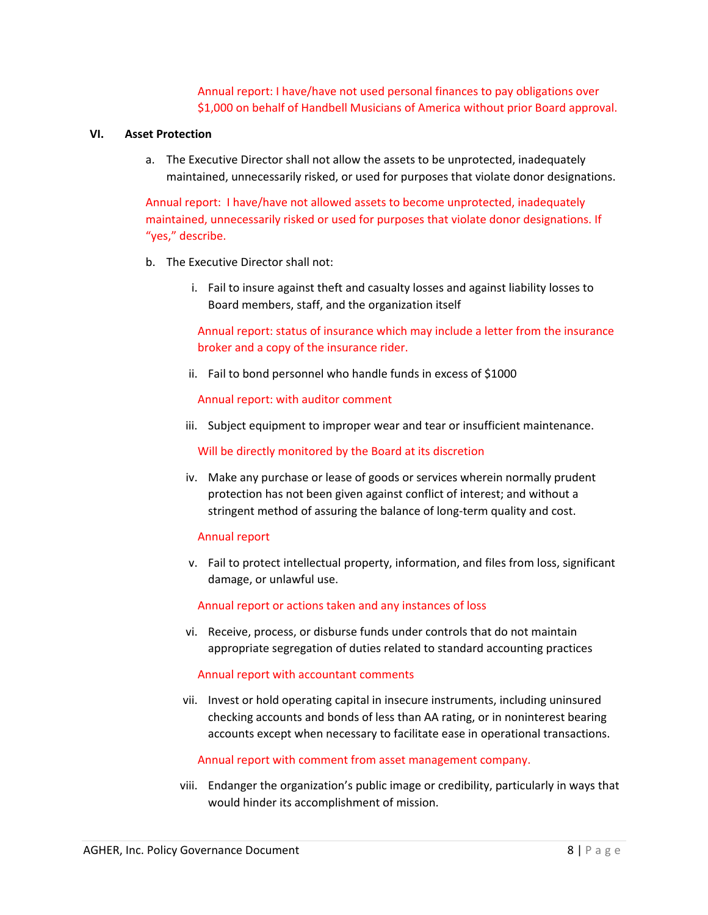Annual report: I have/have not used personal finances to pay obligations over $1,000 on behalf of Handbell Musicians of America without prior Board approval.

## VI. Asset Protection

a. The Executive Director shall not allow the assets to be unprotected, inadequately maintained, unnecessarily risked, or used for purposes that violate donor designations.

Annual report: I have/have not allowed assets to become unprotected, inadequately maintained, unnecessarily risked or used for purposes that violate donor designations. If "yes," describe.

b. The Executive Director shall not:

i. Fail to insure against theft and casualty losses and against liability losses to Board members, staff, and the organization itself

Annual report: status of insurance which may include a letter from the insurance broker and a copy of the insurance rider.

ii. Fail to bond personnel who handle funds in excess of $1000

Annual report: with auditor comment

iii. Subject equipment to improper wear and tear or insufficient maintenance.

Will be directly monitored by the Board at its discretion

iv. Make any purchase or lease of goods or services wherein normally prudent protection has not been given against conflict of interest; and without a stringent method of assuring the balance of long-term quality and cost.

Annual report

v. Fail to protect intellectual property, information, and files from loss, significant damage, or unlawful use.

Annual report or actions taken and any instances of loss

vi. Receive, process, or disburse funds under controls that do not maintain appropriate segregation of duties related to standard accounting practices

Annual report with accountant comments

vii. Invest or hold operating capital in insecure instruments, including uninsured checking accounts and bonds of less than AA rating, or in noninterest bearing accounts except when necessary to facilitate ease in operational transactions.

Annual report with comment from asset management company.

viii. Endanger the organization's public image or credibility, particularly in ways that would hinder its accomplishment of mission.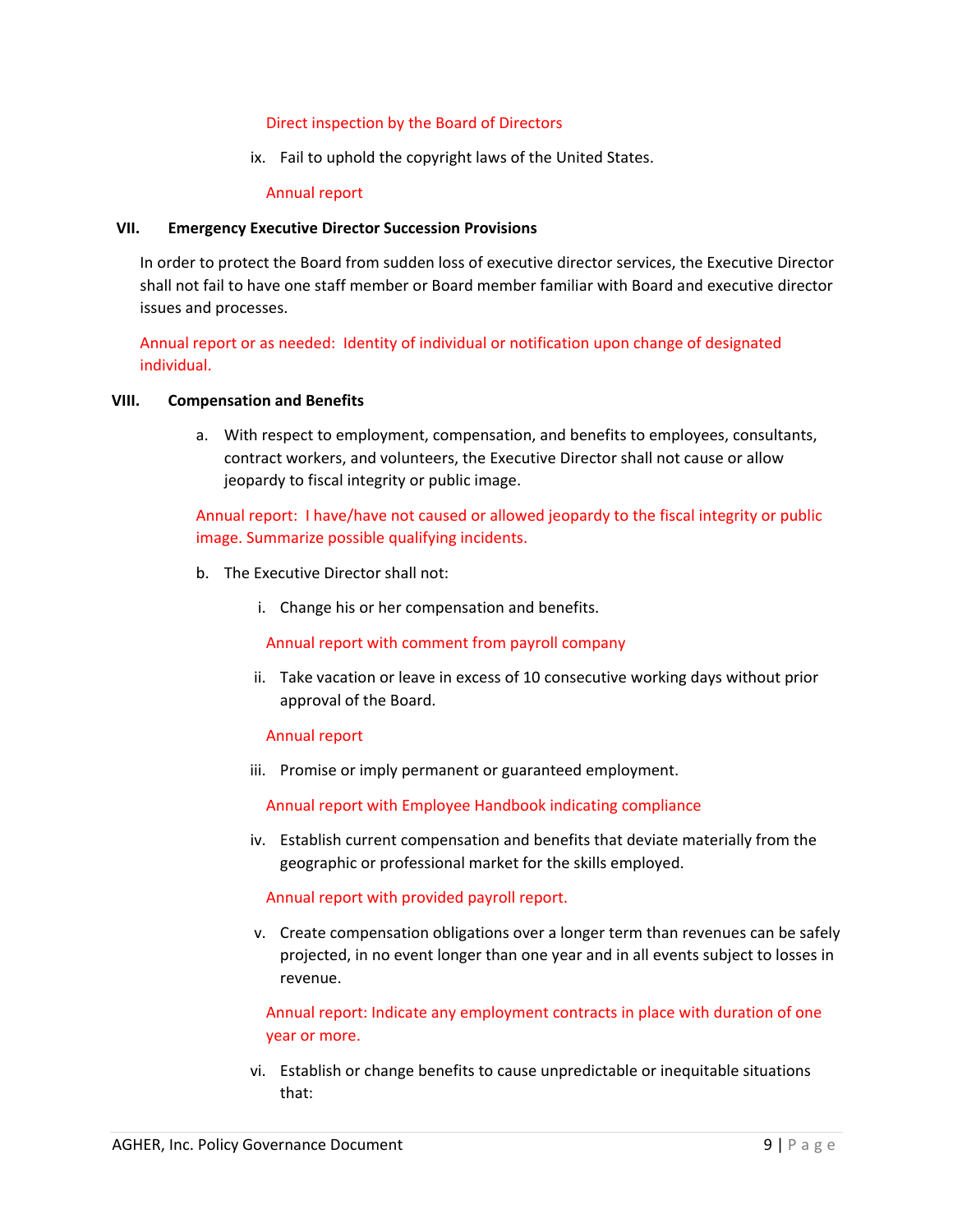Direct inspection by the Board of Directors

ix. Fail to uphold the copyright laws of the United States.

Annual report

## VII. Emergency Executive Director Succession Provisions

In order to protect the Board from sudden loss of executive director services, the Executive Director shall not fail to have one staff member or Board member familiar with Board and executive director issues and processes.

Annual report or as needed: Identity of individual or notification upon change of designated individual.

## VIII. Compensation and Benefits

a. With respect to employment, compensation, and benefits to employees, consultants, contract workers, and volunteers, the Executive Director shall not cause or allow jeopardy to fiscal integrity or public image.

Annual report: I have/have not caused or allowed jeopardy to the fiscal integrity or public image. Summarize possible qualifying incidents.

b. The Executive Director shall not:

i. Change his or her compensation and benefits.

Annual report with comment from payroll company

ii. Take vacation or leave in excess of 10 consecutive working days without prior approval of the Board.

Annual report

iii. Promise or imply permanent or guaranteed employment.

Annual report with Employee Handbook indicating compliance

iv. Establish current compensation and benefits that deviate materially from the geographic or professional market for the skills employed.

Annual report with provided payroll report.

v. Create compensation obligations over a longer term than revenues can be safely projected, in no event longer than one year and in all events subject to losses in revenue.

Annual report: Indicate any employment contracts in place with duration of one year or more.

vi. Establish or change benefits to cause unpredictable or inequitable situations that: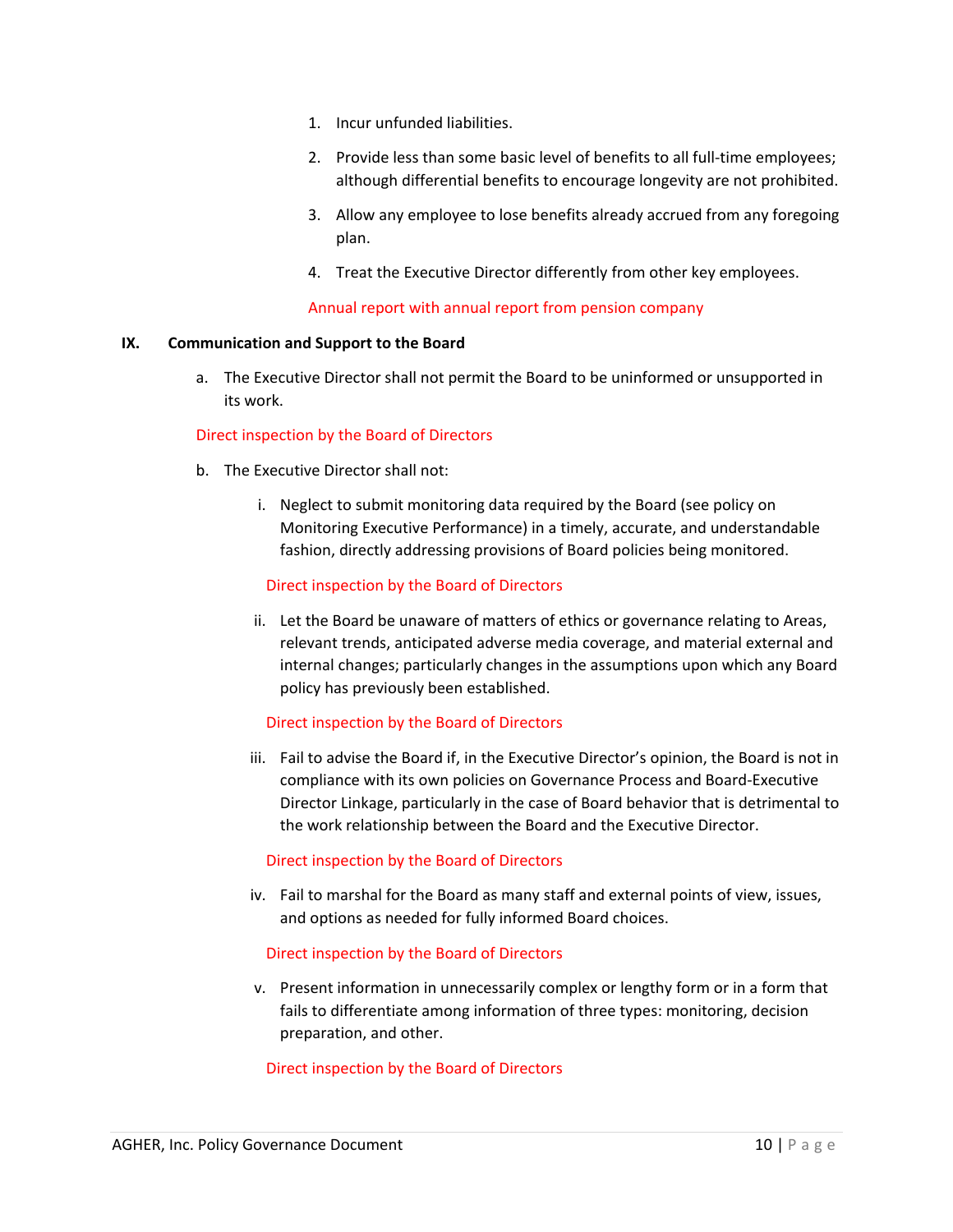1. Incur unfunded liabilities.
2. Provide less than some basic level of benefits to all full-time employees; although differential benefits to encourage longevity are not prohibited.
3. Allow any employee to lose benefits already accrued from any foregoing plan.
4. Treat the Executive Director differently from other key employees.

Annual report with annual report from pension company

## IX. Communication and Support to the Board

a. The Executive Director shall not permit the Board to be uninformed or unsupported in its work.

Direct inspection by the Board of Directors

b. The Executive Director shall not:

   i. Neglect to submit monitoring data required by the Board (see policy on Monitoring Executive Performance) in a timely, accurate, and understandable fashion, directly addressing provisions of Board policies being monitored.

   Direct inspection by the Board of Directors

   ii. Let the Board be unaware of matters of ethics or governance relating to Areas, relevant trends, anticipated adverse media coverage, and material external and internal changes; particularly changes in the assumptions upon which any Board policy has previously been established.

   Direct inspection by the Board of Directors

   iii. Fail to advise the Board if, in the Executive Director's opinion, the Board is not in compliance with its own policies on Governance Process and Board-Executive Director Linkage, particularly in the case of Board behavior that is detrimental to the work relationship between the Board and the Executive Director.

   Direct inspection by the Board of Directors

   iv. Fail to marshal for the Board as many staff and external points of view, issues, and options as needed for fully informed Board choices.

   Direct inspection by the Board of Directors

   v. Present information in unnecessarily complex or lengthy form or in a form that fails to differentiate among information of three types: monitoring, decision preparation, and other.

   Direct inspection by the Board of Directors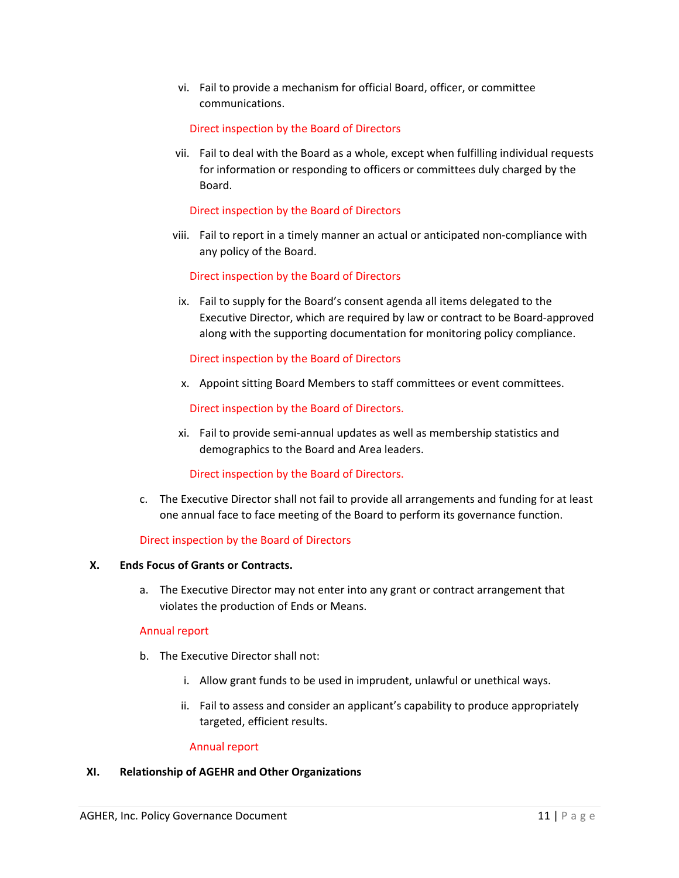vi. Fail to provide a mechanism for official Board, officer, or committee communications.

Direct inspection by the Board of Directors

vii. Fail to deal with the Board as a whole, except when fulfilling individual requests for information or responding to officers or committees duly charged by the Board.

Direct inspection by the Board of Directors

viii. Fail to report in a timely manner an actual or anticipated non-compliance with any policy of the Board.

Direct inspection by the Board of Directors

ix. Fail to supply for the Board's consent agenda all items delegated to the Executive Director, which are required by law or contract to be Board-approved along with the supporting documentation for monitoring policy compliance.

Direct inspection by the Board of Directors

x. Appoint sitting Board Members to staff committees or event committees.

Direct inspection by the Board of Directors.

xi. Fail to provide semi-annual updates as well as membership statistics and demographics to the Board and Area leaders.

Direct inspection by the Board of Directors.

c. The Executive Director shall not fail to provide all arrangements and funding for at least one annual face to face meeting of the Board to perform its governance function.

Direct inspection by the Board of Directors

**X. Ends Focus of Grants or Contracts.**

a. The Executive Director may not enter into any grant or contract arrangement that violates the production of Ends or Means.

Annual report

b. The Executive Director shall not:

i. Allow grant funds to be used in imprudent, unlawful or unethical ways.

ii. Fail to assess and consider an applicant's capability to produce appropriately targeted, efficient results.

Annual report

**XI. Relationship of AGEHR and Other Organizations**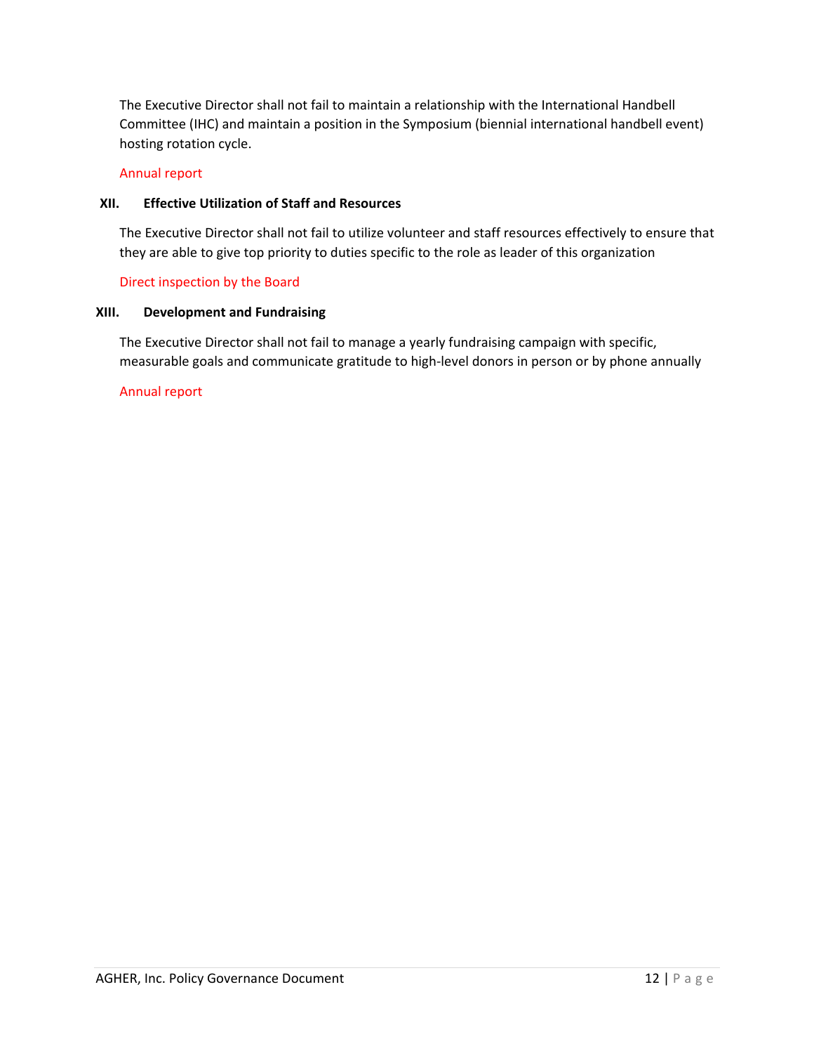The Executive Director shall not fail to maintain a relationship with the International Handbell Committee (IHC) and maintain a position in the Symposium (biennial international handbell event) hosting rotation cycle.

Annual report

### XII. Effective Utilization of Staff and Resources

The Executive Director shall not fail to utilize volunteer and staff resources effectively to ensure that they are able to give top priority to duties specific to the role as leader of this organization

Direct inspection by the Board

### XIII. Development and Fundraising

The Executive Director shall not fail to manage a yearly fundraising campaign with specific, measurable goals and communicate gratitude to high-level donors in person or by phone annually

Annual report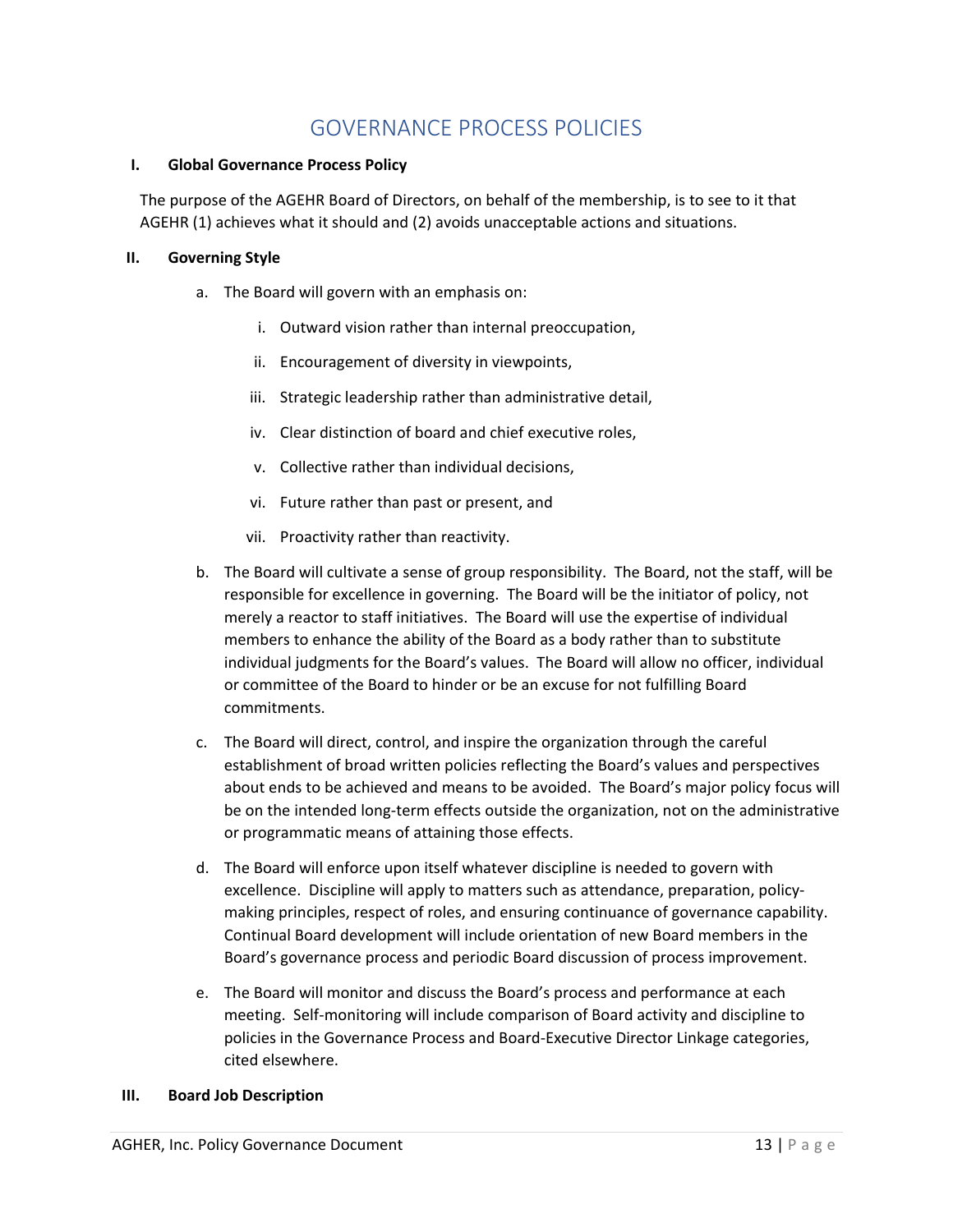# GOVERNANCE PROCESS POLICIES

**I. Global Governance Process Policy**

The purpose of the AGEHR Board of Directors, on behalf of the membership, is to see to it that AGEHR (1) achieves what it should and (2) avoids unacceptable actions and situations.

**II. Governing Style**

a. The Board will govern with an emphasis on:

   i. Outward vision rather than internal preoccupation,

   ii. Encouragement of diversity in viewpoints,

   iii. Strategic leadership rather than administrative detail,

   iv. Clear distinction of board and chief executive roles,

   v. Collective rather than individual decisions,

   vi. Future rather than past or present, and

   vii. Proactivity rather than reactivity.

b. The Board will cultivate a sense of group responsibility. The Board, not the staff, will be responsible for excellence in governing. The Board will be the initiator of policy, not merely a reactor to staff initiatives. The Board will use the expertise of individual members to enhance the ability of the Board as a body rather than to substitute individual judgments for the Board's values. The Board will allow no officer, individual or committee of the Board to hinder or be an excuse for not fulfilling Board commitments.

c. The Board will direct, control, and inspire the organization through the careful establishment of broad written policies reflecting the Board's values and perspectives about ends to be achieved and means to be avoided. The Board's major policy focus will be on the intended long-term effects outside the organization, not on the administrative or programmatic means of attaining those effects.

d. The Board will enforce upon itself whatever discipline is needed to govern with excellence. Discipline will apply to matters such as attendance, preparation, policy-making principles, respect of roles, and ensuring continuance of governance capability. Continual Board development will include orientation of new Board members in the Board's governance process and periodic Board discussion of process improvement.

e. The Board will monitor and discuss the Board's process and performance at each meeting. Self-monitoring will include comparison of Board activity and discipline to policies in the Governance Process and Board-Executive Director Linkage categories, cited elsewhere.

**III. Board Job Description**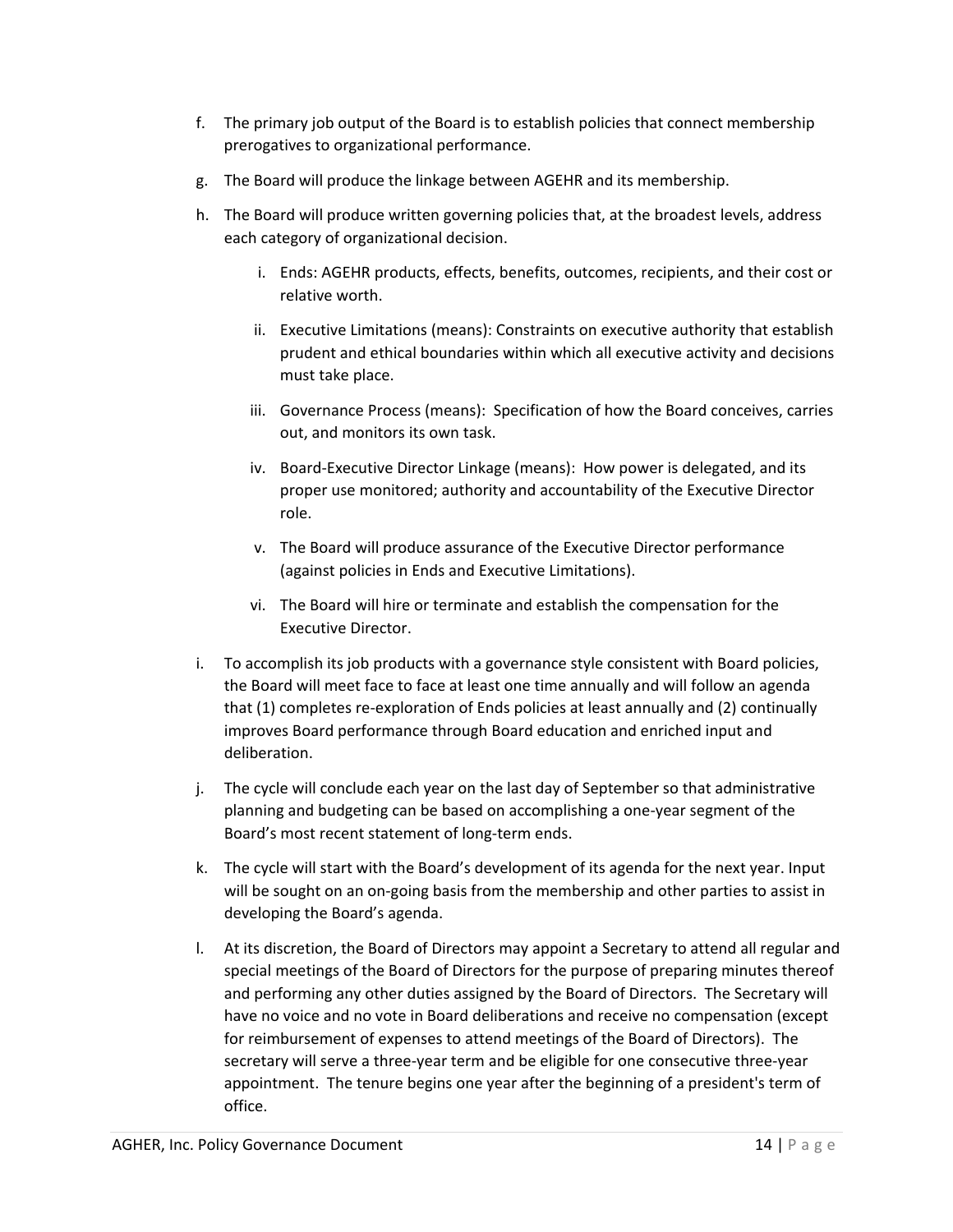f. The primary job output of the Board is to establish policies that connect membership prerogatives to organizational performance.

g. The Board will produce the linkage between AGEHR and its membership.

h. The Board will produce written governing policies that, at the broadest levels, address each category of organizational decision.

   i. Ends: AGEHR products, effects, benefits, outcomes, recipients, and their cost or relative worth.

   ii. Executive Limitations (means): Constraints on executive authority that establish prudent and ethical boundaries within which all executive activity and decisions must take place.

   iii. Governance Process (means): Specification of how the Board conceives, carries out, and monitors its own task.

   iv. Board-Executive Director Linkage (means): How power is delegated, and its proper use monitored; authority and accountability of the Executive Director role.

   v. The Board will produce assurance of the Executive Director performance (against policies in Ends and Executive Limitations).

   vi. The Board will hire or terminate and establish the compensation for the Executive Director.

i. To accomplish its job products with a governance style consistent with Board policies, the Board will meet face to face at least one time annually and will follow an agenda that (1) completes re-exploration of Ends policies at least annually and (2) continually improves Board performance through Board education and enriched input and deliberation.

j. The cycle will conclude each year on the last day of September so that administrative planning and budgeting can be based on accomplishing a one-year segment of the Board's most recent statement of long-term ends.

k. The cycle will start with the Board's development of its agenda for the next year. Input will be sought on an on-going basis from the membership and other parties to assist in developing the Board's agenda.

l. At its discretion, the Board of Directors may appoint a Secretary to attend all regular and special meetings of the Board of Directors for the purpose of preparing minutes thereof and performing any other duties assigned by the Board of Directors. The Secretary will have no voice and no vote in Board deliberations and receive no compensation (except for reimbursement of expenses to attend meetings of the Board of Directors). The secretary will serve a three-year term and be eligible for one consecutive three-year appointment. The tenure begins one year after the beginning of a president's term of office.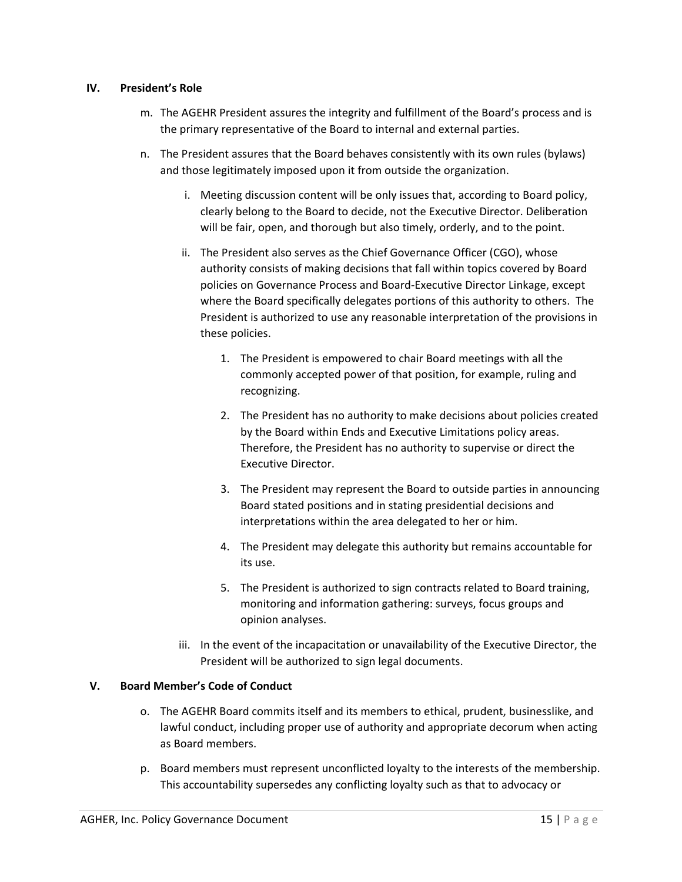## IV. President's Role

m. The AGEHR President assures the integrity and fulfillment of the Board's process and is the primary representative of the Board to internal and external parties.

n. The President assures that the Board behaves consistently with its own rules (bylaws) and those legitimately imposed upon it from outside the organization.

   i. Meeting discussion content will be only issues that, according to Board policy, clearly belong to the Board to decide, not the Executive Director. Deliberation will be fair, open, and thorough but also timely, orderly, and to the point.

   ii. The President also serves as the Chief Governance Officer (CGO), whose authority consists of making decisions that fall within topics covered by Board policies on Governance Process and Board-Executive Director Linkage, except where the Board specifically delegates portions of this authority to others. The President is authorized to use any reasonable interpretation of the provisions in these policies.

      1. The President is empowered to chair Board meetings with all the commonly accepted power of that position, for example, ruling and recognizing.
      2. The President has no authority to make decisions about policies created by the Board within Ends and Executive Limitations policy areas. Therefore, the President has no authority to supervise or direct the Executive Director.
      3. The President may represent the Board to outside parties in announcing Board stated positions and in stating presidential decisions and interpretations within the area delegated to her or him.
      4. The President may delegate this authority but remains accountable for its use.
      5. The President is authorized to sign contracts related to Board training, monitoring and information gathering: surveys, focus groups and opinion analyses.

   iii. In the event of the incapacitation or unavailability of the Executive Director, the President will be authorized to sign legal documents.

## V. Board Member's Code of Conduct

o. The AGEHR Board commits itself and its members to ethical, prudent, businesslike, and lawful conduct, including proper use of authority and appropriate decorum when acting as Board members.

p. Board members must represent unconflicted loyalty to the interests of the membership. This accountability supersedes any conflicting loyalty such as that to advocacy or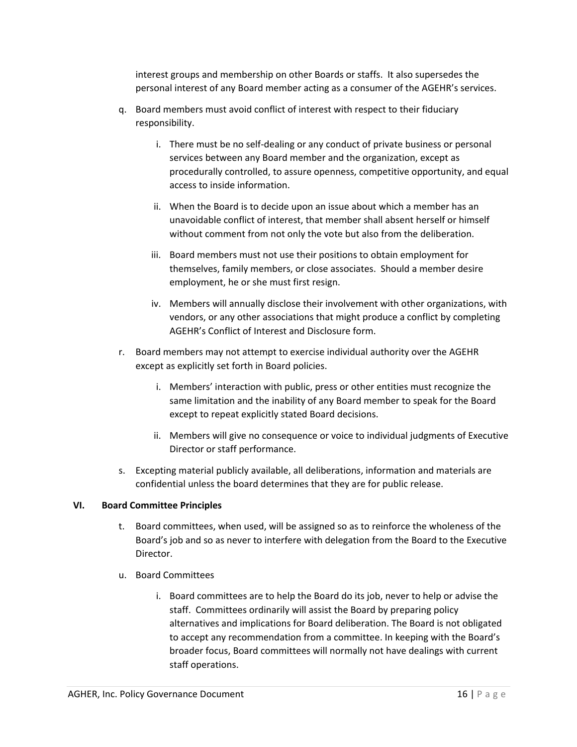interest groups and membership on other Boards or staffs. It also supersedes the personal interest of any Board member acting as a consumer of the AGEHR's services.

q. Board members must avoid conflict of interest with respect to their fiduciary responsibility.

   i. There must be no self-dealing or any conduct of private business or personal services between any Board member and the organization, except as procedurally controlled, to assure openness, competitive opportunity, and equal access to inside information.

   ii. When the Board is to decide upon an issue about which a member has an unavoidable conflict of interest, that member shall absent herself or himself without comment from not only the vote but also from the deliberation.

   iii. Board members must not use their positions to obtain employment for themselves, family members, or close associates. Should a member desire employment, he or she must first resign.

   iv. Members will annually disclose their involvement with other organizations, with vendors, or any other associations that might produce a conflict by completing AGEHR's Conflict of Interest and Disclosure form.

r. Board members may not attempt to exercise individual authority over the AGEHR except as explicitly set forth in Board policies.

   i. Members' interaction with public, press or other entities must recognize the same limitation and the inability of any Board member to speak for the Board except to repeat explicitly stated Board decisions.

   ii. Members will give no consequence or voice to individual judgments of Executive Director or staff performance.

s. Excepting material publicly available, all deliberations, information and materials are confidential unless the board determines that they are for public release.

## VI. Board Committee Principles

t. Board committees, when used, will be assigned so as to reinforce the wholeness of the Board's job and so as never to interfere with delegation from the Board to the Executive Director.

u. Board Committees

   i. Board committees are to help the Board do its job, never to help or advise the staff. Committees ordinarily will assist the Board by preparing policy alternatives and implications for Board deliberation. The Board is not obligated to accept any recommendation from a committee. In keeping with the Board's broader focus, Board committees will normally not have dealings with current staff operations.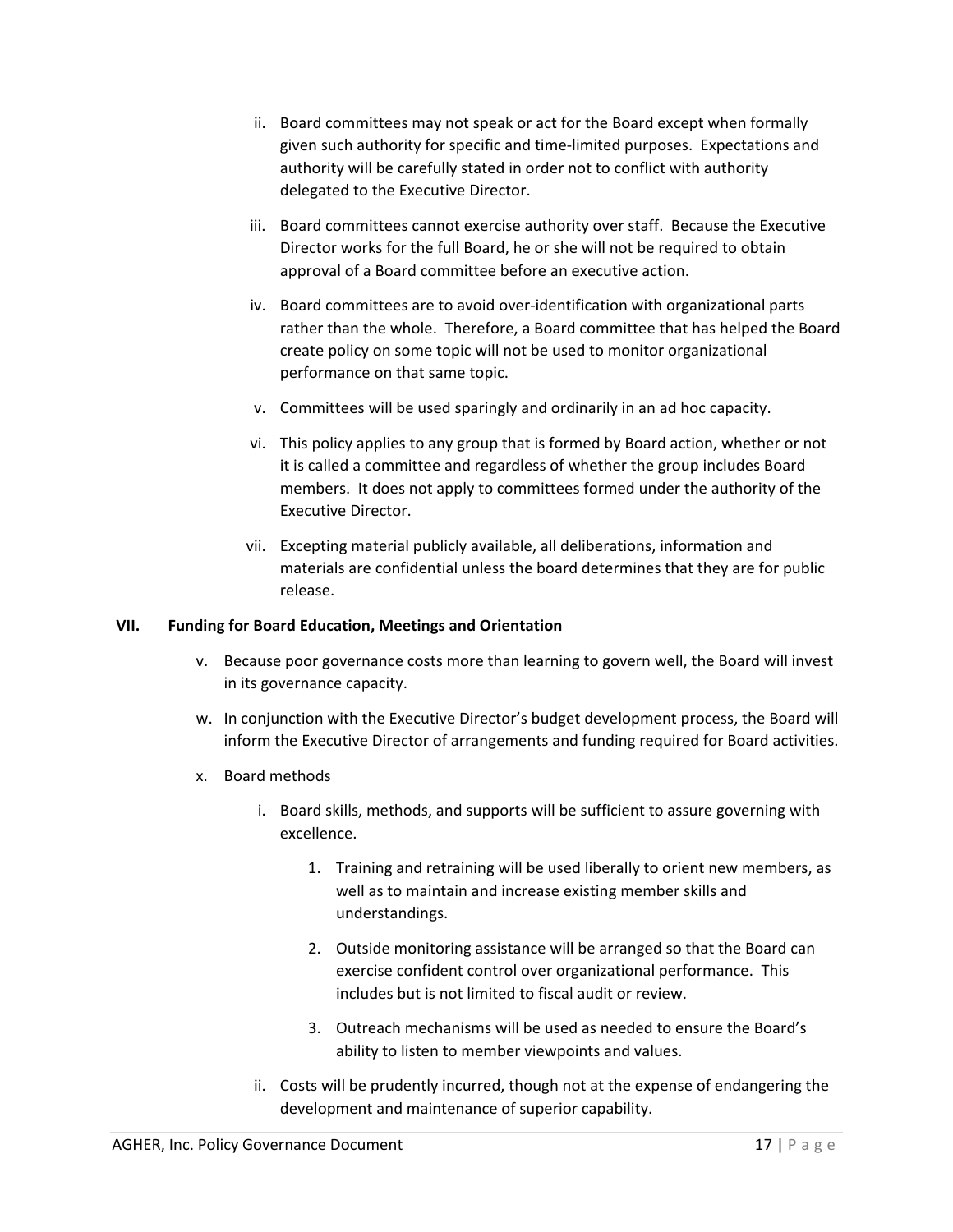ii. Board committees may not speak or act for the Board except when formally given such authority for specific and time-limited purposes. Expectations and authority will be carefully stated in order not to conflict with authority delegated to the Executive Director.

iii. Board committees cannot exercise authority over staff. Because the Executive Director works for the full Board, he or she will not be required to obtain approval of a Board committee before an executive action.

iv. Board committees are to avoid over-identification with organizational parts rather than the whole. Therefore, a Board committee that has helped the Board create policy on some topic will not be used to monitor organizational performance on that same topic.

v. Committees will be used sparingly and ordinarily in an ad hoc capacity.

vi. This policy applies to any group that is formed by Board action, whether or not it is called a committee and regardless of whether the group includes Board members. It does not apply to committees formed under the authority of the Executive Director.

vii. Excepting material publicly available, all deliberations, information and materials are confidential unless the board determines that they are for public release.

**VII. Funding for Board Education, Meetings and Orientation**

v. Because poor governance costs more than learning to govern well, the Board will invest in its governance capacity.

w. In conjunction with the Executive Director's budget development process, the Board will inform the Executive Director of arrangements and funding required for Board activities.

x. Board methods

   i. Board skills, methods, and supports will be sufficient to assure governing with excellence.

      1. Training and retraining will be used liberally to orient new members, as well as to maintain and increase existing member skills and understandings.

      2. Outside monitoring assistance will be arranged so that the Board can exercise confident control over organizational performance. This includes but is not limited to fiscal audit or review.

      3. Outreach mechanisms will be used as needed to ensure the Board's ability to listen to member viewpoints and values.

   ii. Costs will be prudently incurred, though not at the expense of endangering the development and maintenance of superior capability.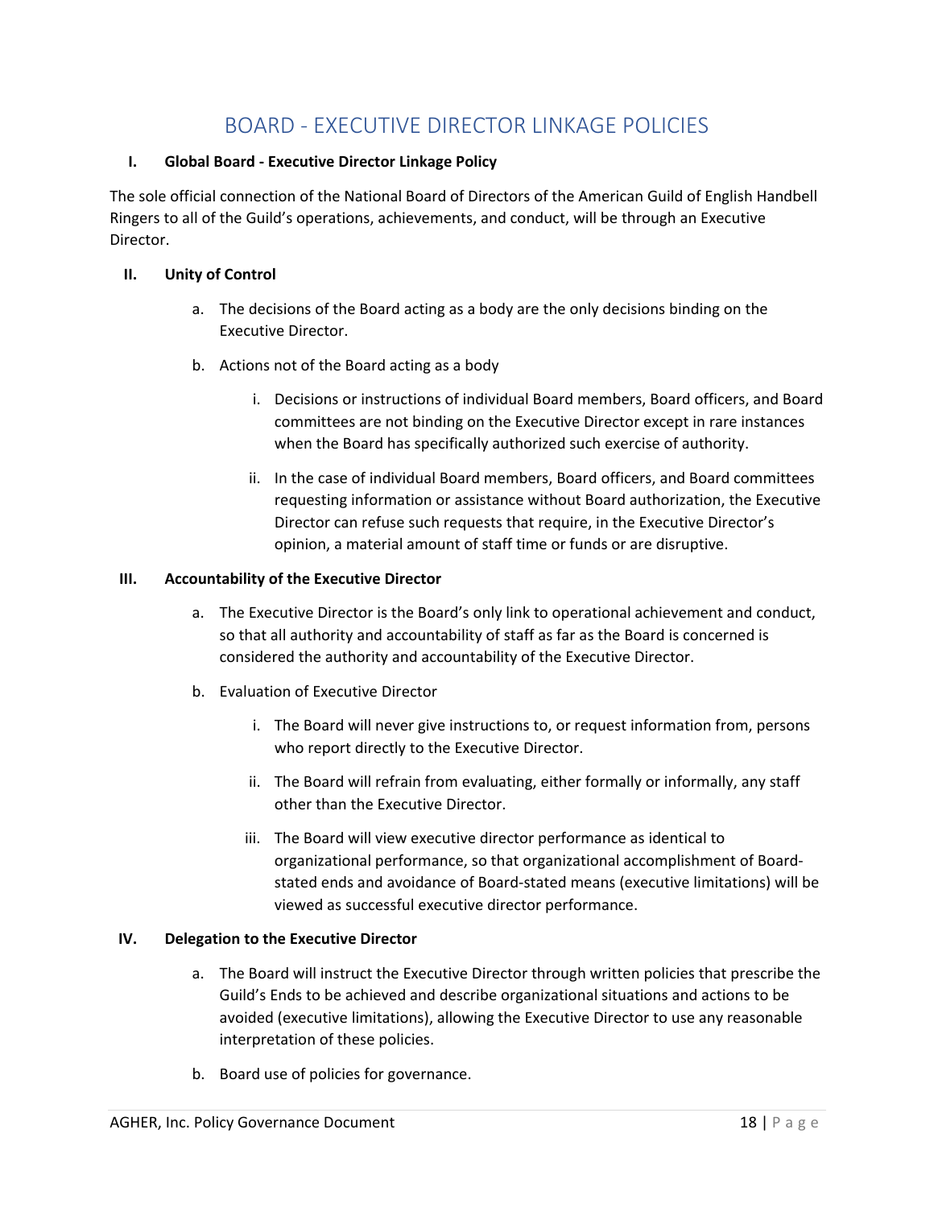# BOARD - EXECUTIVE DIRECTOR LINKAGE POLICIES

## I. Global Board - Executive Director Linkage Policy

The sole official connection of the National Board of Directors of the American Guild of English Handbell Ringers to all of the Guild's operations, achievements, and conduct, will be through an Executive Director.

## II. Unity of Control

a. The decisions of the Board acting as a body are the only decisions binding on the Executive Director.

b. Actions not of the Board acting as a body

   i. Decisions or instructions of individual Board members, Board officers, and Board committees are not binding on the Executive Director except in rare instances when the Board has specifically authorized such exercise of authority.

   ii. In the case of individual Board members, Board officers, and Board committees requesting information or assistance without Board authorization, the Executive Director can refuse such requests that require, in the Executive Director's opinion, a material amount of staff time or funds or are disruptive.

## III. Accountability of the Executive Director

a. The Executive Director is the Board's only link to operational achievement and conduct, so that all authority and accountability of staff as far as the Board is concerned is considered the authority and accountability of the Executive Director.

b. Evaluation of Executive Director

   i. The Board will never give instructions to, or request information from, persons who report directly to the Executive Director.

   ii. The Board will refrain from evaluating, either formally or informally, any staff other than the Executive Director.

   iii. The Board will view executive director performance as identical to organizational performance, so that organizational accomplishment of Board-stated ends and avoidance of Board-stated means (executive limitations) will be viewed as successful executive director performance.

## IV. Delegation to the Executive Director

a. The Board will instruct the Executive Director through written policies that prescribe the Guild's Ends to be achieved and describe organizational situations and actions to be avoided (executive limitations), allowing the Executive Director to use any reasonable interpretation of these policies.

b. Board use of policies for governance.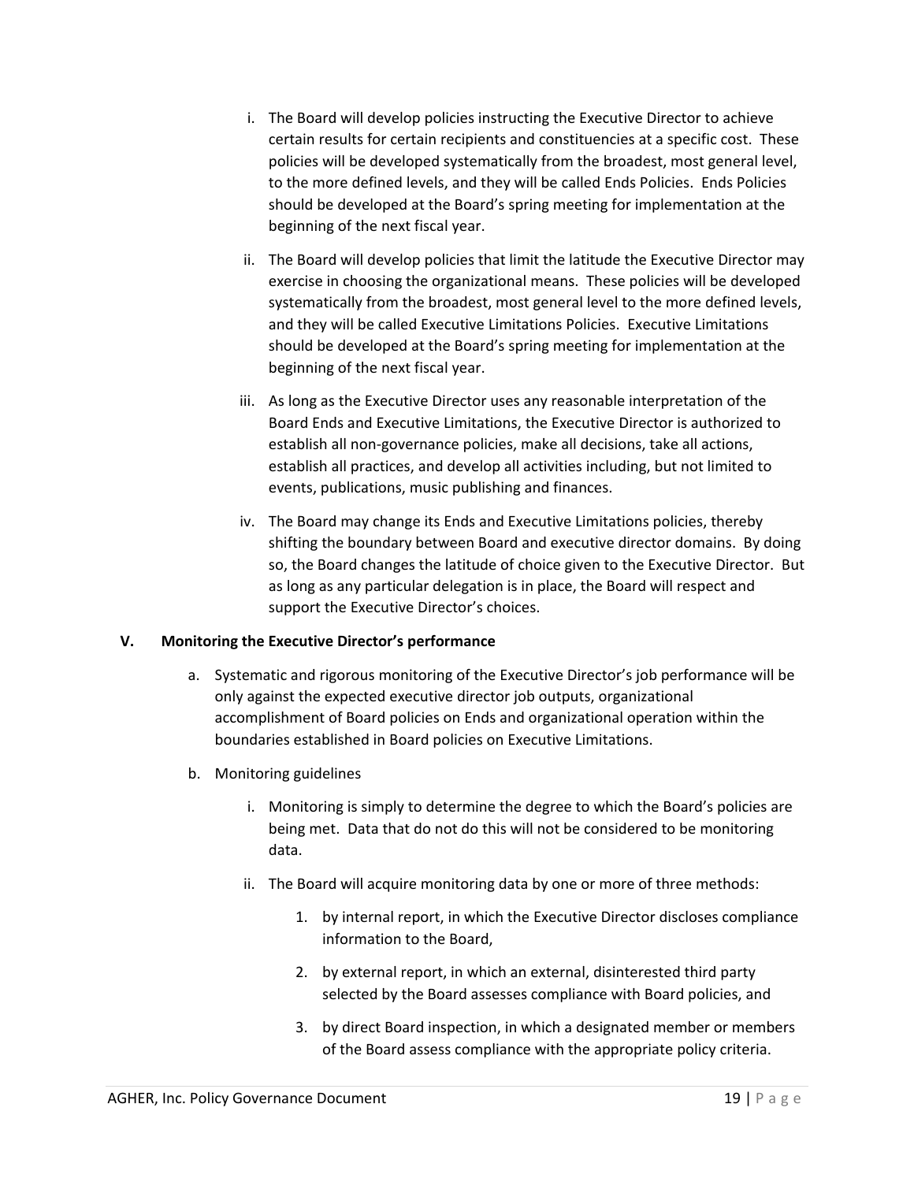i. The Board will develop policies instructing the Executive Director to achieve certain results for certain recipients and constituencies at a specific cost. These policies will be developed systematically from the broadest, most general level, to the more defined levels, and they will be called Ends Policies. Ends Policies should be developed at the Board's spring meeting for implementation at the beginning of the next fiscal year.

ii. The Board will develop policies that limit the latitude the Executive Director may exercise in choosing the organizational means. These policies will be developed systematically from the broadest, most general level to the more defined levels, and they will be called Executive Limitations Policies. Executive Limitations should be developed at the Board's spring meeting for implementation at the beginning of the next fiscal year.

iii. As long as the Executive Director uses any reasonable interpretation of the Board Ends and Executive Limitations, the Executive Director is authorized to establish all non-governance policies, make all decisions, take all actions, establish all practices, and develop all activities including, but not limited to events, publications, music publishing and finances.

iv. The Board may change its Ends and Executive Limitations policies, thereby shifting the boundary between Board and executive director domains. By doing so, the Board changes the latitude of choice given to the Executive Director. But as long as any particular delegation is in place, the Board will respect and support the Executive Director's choices.

## V. Monitoring the Executive Director's performance

a. Systematic and rigorous monitoring of the Executive Director's job performance will be only against the expected executive director job outputs, organizational accomplishment of Board policies on Ends and organizational operation within the boundaries established in Board policies on Executive Limitations.

b. Monitoring guidelines

i. Monitoring is simply to determine the degree to which the Board's policies are being met. Data that do not do this will not be considered to be monitoring data.

ii. The Board will acquire monitoring data by one or more of three methods:

1. by internal report, in which the Executive Director discloses compliance information to the Board,
2. by external report, in which an external, disinterested third party selected by the Board assesses compliance with Board policies, and
3. by direct Board inspection, in which a designated member or members of the Board assess compliance with the appropriate policy criteria.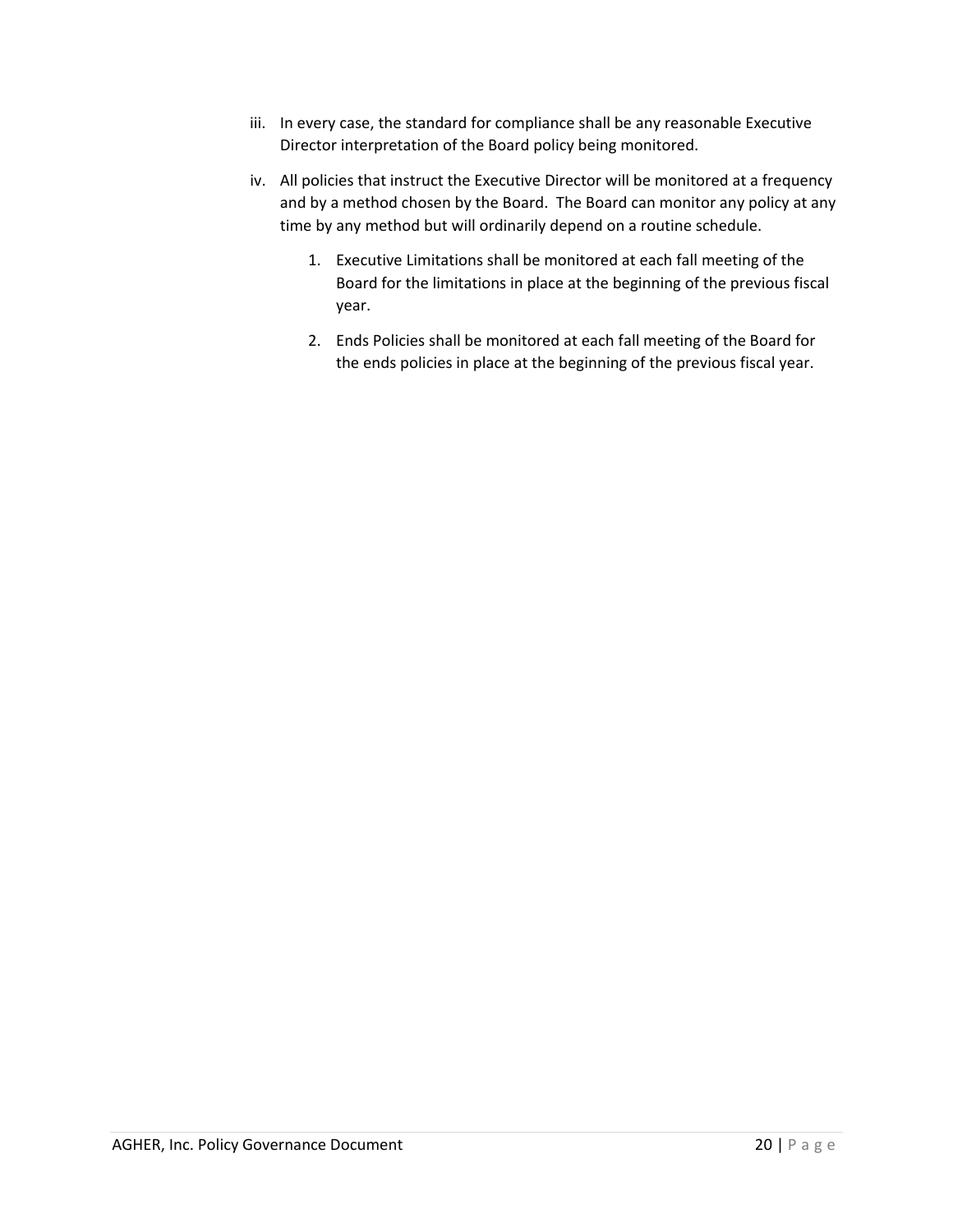iii. In every case, the standard for compliance shall be any reasonable Executive Director interpretation of the Board policy being monitored.

iv. All policies that instruct the Executive Director will be monitored at a frequency and by a method chosen by the Board. The Board can monitor any policy at any time by any method but will ordinarily depend on a routine schedule.

   1. Executive Limitations shall be monitored at each fall meeting of the Board for the limitations in place at the beginning of the previous fiscal year.

   2. Ends Policies shall be monitored at each fall meeting of the Board for the ends policies in place at the beginning of the previous fiscal year.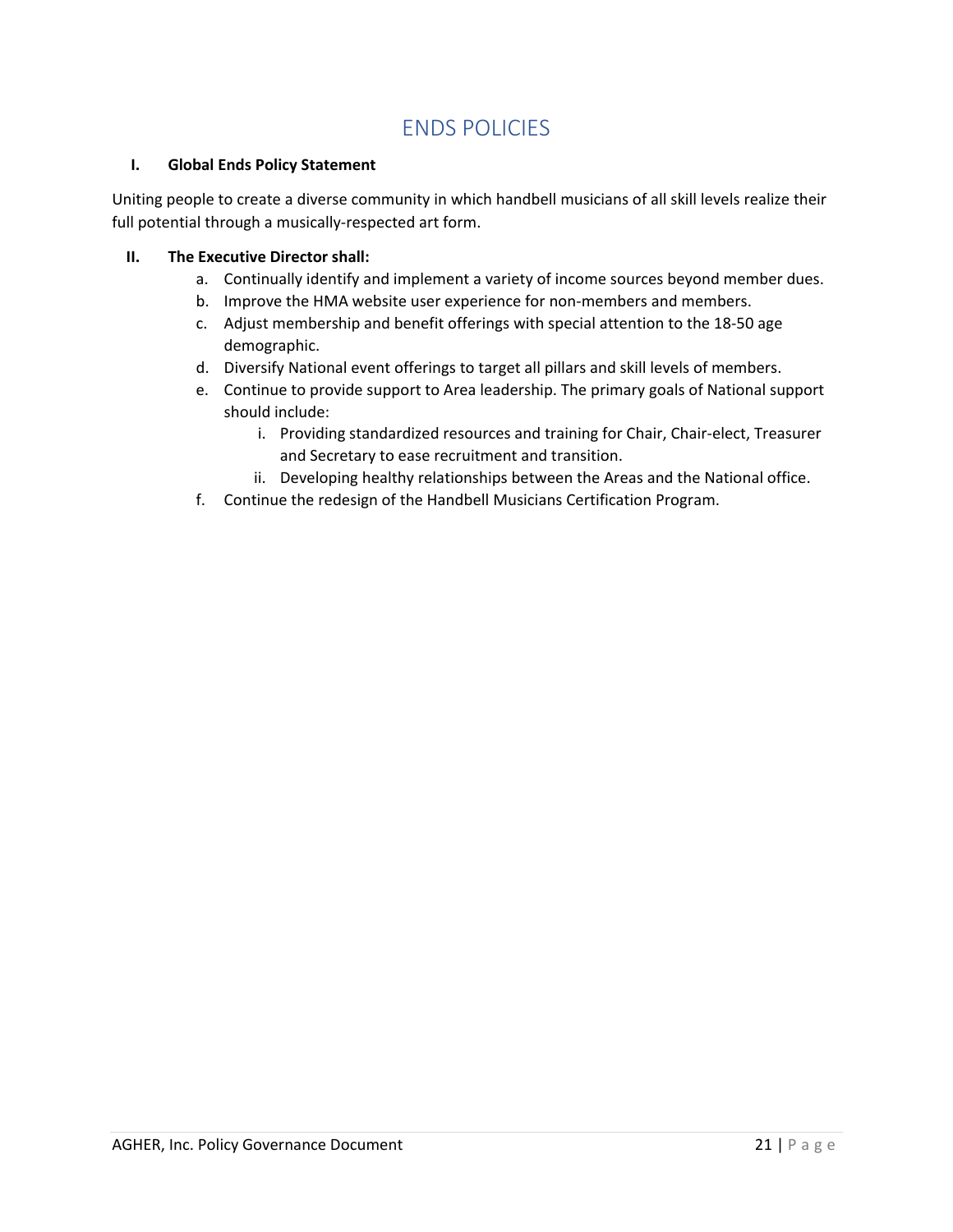# ENDS POLICIES

**I. Global Ends Policy Statement**

Uniting people to create a diverse community in which handbell musicians of all skill levels realize their full potential through a musically-respected art form.

**II. The Executive Director shall:**

a. Continually identify and implement a variety of income sources beyond member dues.
b. Improve the HMA website user experience for non-members and members.
c. Adjust membership and benefit offerings with special attention to the 18-50 age demographic.
d. Diversify National event offerings to target all pillars and skill levels of members.
e. Continue to provide support to Area leadership. The primary goals of National support should include:
   i. Providing standardized resources and training for Chair, Chair-elect, Treasurer and Secretary to ease recruitment and transition.
   ii. Developing healthy relationships between the Areas and the National office.
f. Continue the redesign of the Handbell Musicians Certification Program.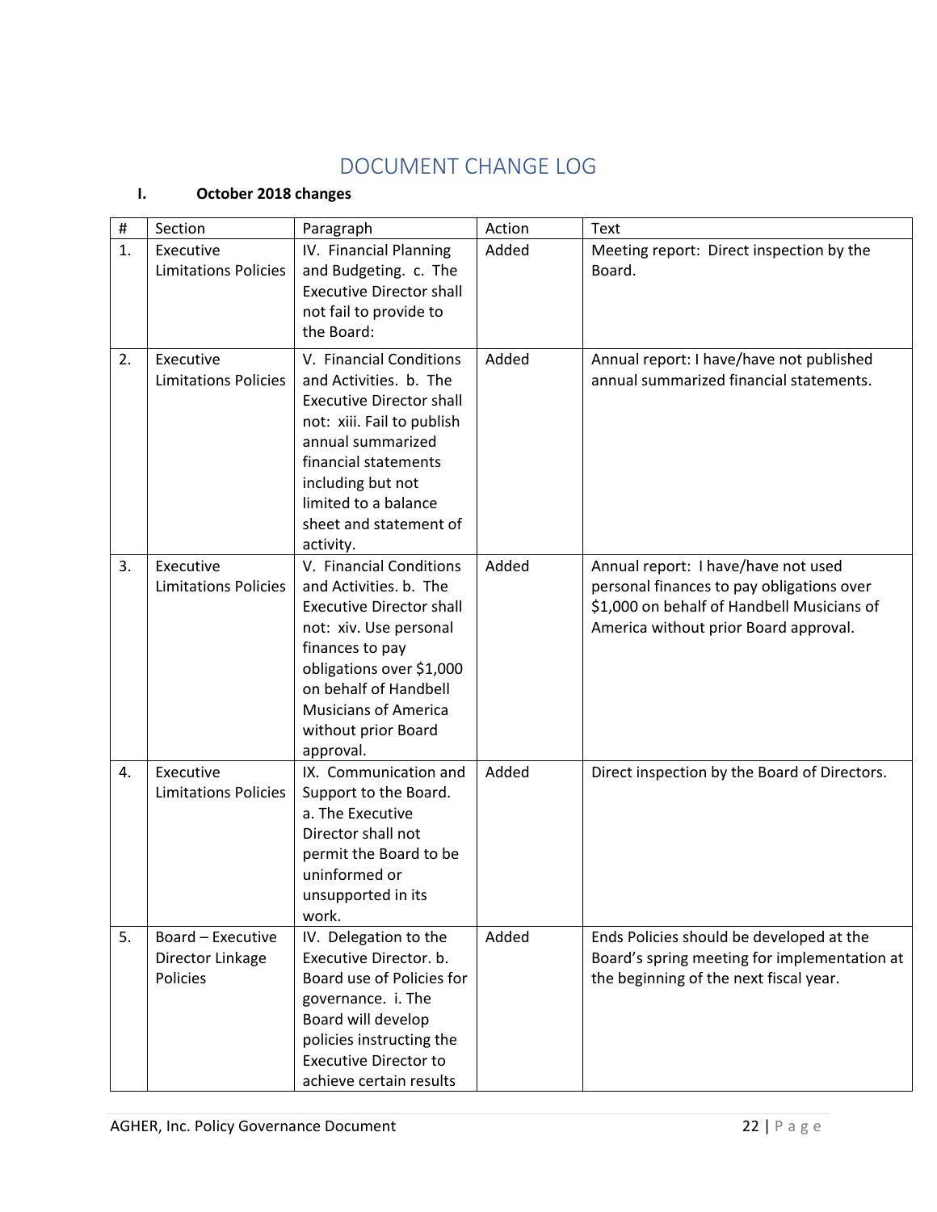# DOCUMENT CHANGE LOG

## I. October 2018 changes

| # | Section | Paragraph | Action | Text |
|---|---|---|---|---|
| 1. | Executive Limitations Policies | IV. Financial Planning and Budgeting. c. The Executive Director shall not fail to provide to the Board: | Added | Meeting report: Direct inspection by the Board. |
| 2. | Executive Limitations Policies | V. Financial Conditions and Activities. b. The Executive Director shall not: xiii. Fail to publish annual summarized financial statements including but not limited to a balance sheet and statement of activity. | Added | Annual report: I have/have not published annual summarized financial statements. |
| 3. | Executive Limitations Policies | V. Financial Conditions and Activities. b. The Executive Director shall not: xiv. Use personal finances to pay obligations over $1,000 on behalf of Handbell Musicians of America without prior Board approval. | Added | Annual report: I have/have not used personal finances to pay obligations over $1,000 on behalf of Handbell Musicians of America without prior Board approval. |
| 4. | Executive Limitations Policies | IX. Communication and Support to the Board. a. The Executive Director shall not permit the Board to be uninformed or unsupported in its work. | Added | Direct inspection by the Board of Directors. |
| 5. | Board – Executive Director Linkage Policies | IV. Delegation to the Executive Director. b. Board use of Policies for governance. i. The Board will develop policies instructing the Executive Director to achieve certain results | Added | Ends Policies should be developed at the Board's spring meeting for implementation at the beginning of the next fiscal year. |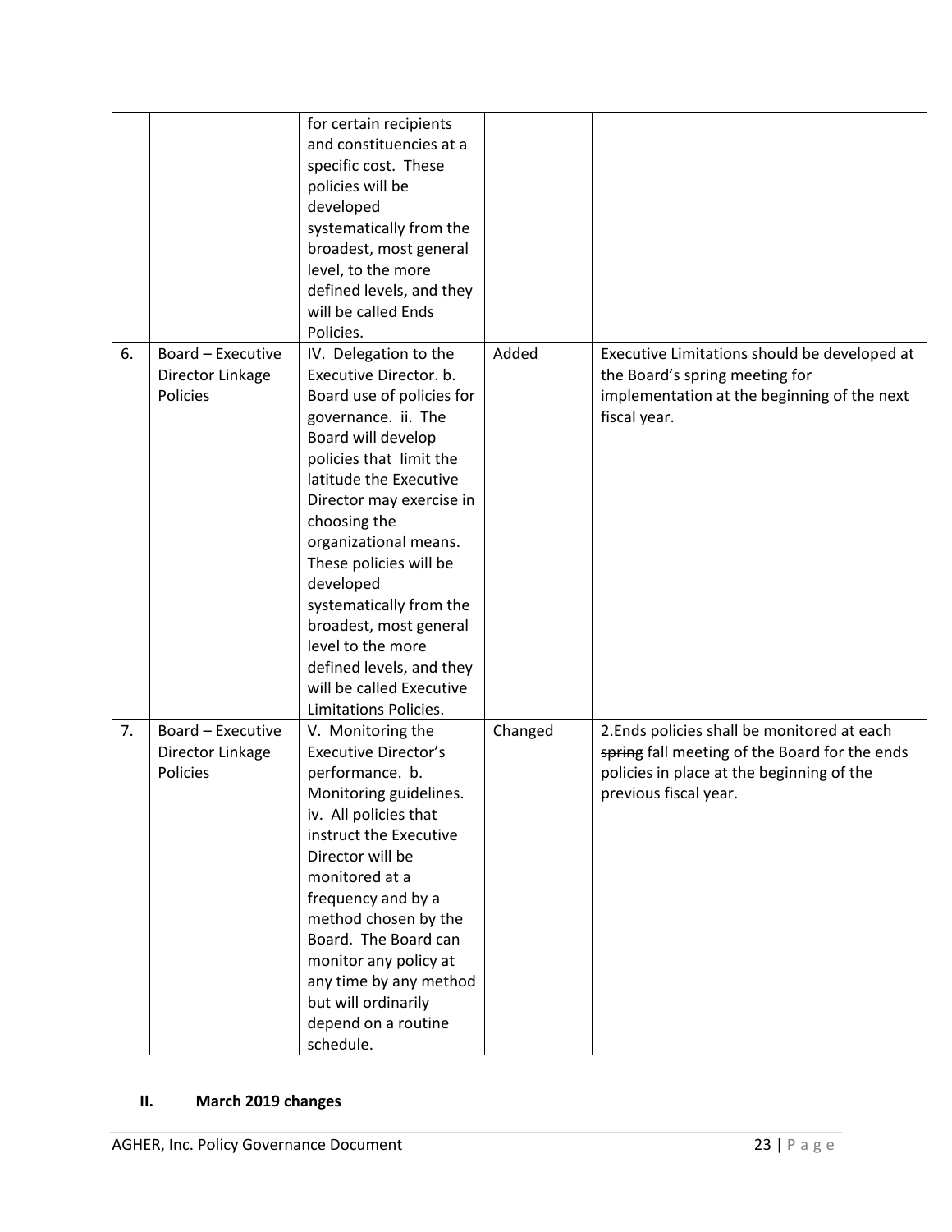| | | | | |
|---|---|---|---|---|
| | | for certain recipients and constituencies at a specific cost. These policies will be developed systematically from the broadest, most general level, to the more defined levels, and they will be called Ends Policies. | | |
| 6. | Board – Executive Director Linkage Policies | IV. Delegation to the Executive Director. b. Board use of policies for governance. ii. The Board will develop policies that limit the latitude the Executive Director may exercise in choosing the organizational means. These policies will be developed systematically from the broadest, most general level to the more defined levels, and they will be called Executive Limitations Policies. | Added | Executive Limitations should be developed at the Board's spring meeting for implementation at the beginning of the next fiscal year. |
| 7. | Board – Executive Director Linkage Policies | V. Monitoring the Executive Director's performance. b. Monitoring guidelines. iv. All policies that instruct the Executive Director will be monitored at a frequency and by a method chosen by the Board. The Board can monitor any policy at any time by any method but will ordinarily depend on a routine schedule. | Changed | 2.Ends policies shall be monitored at each ~~spring~~ fall meeting of the Board for the ends policies in place at the beginning of the previous fiscal year. |

## II. March 2019 changes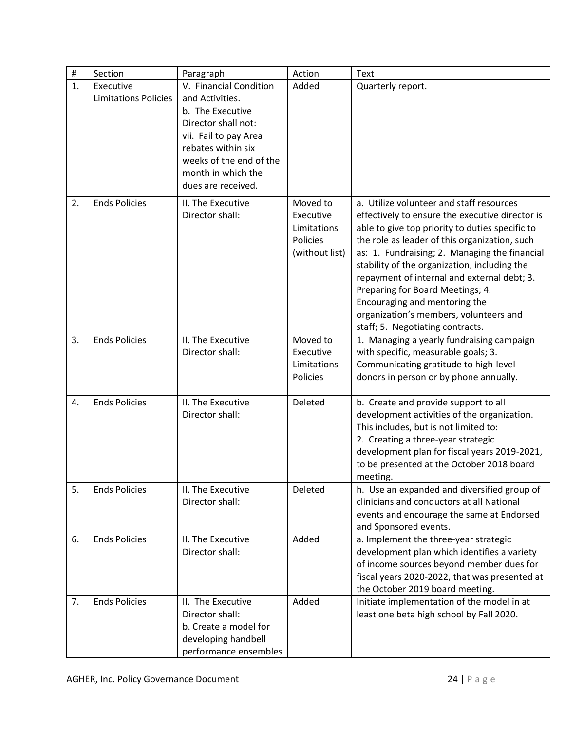| # | Section | Paragraph | Action | Text |
|---|---|---|---|---|
| 1. | Executive Limitations Policies | V. Financial Condition and Activities. b. The Executive Director shall not: vii. Fail to pay Area rebates within six weeks of the end of the month in which the dues are received. | Added | Quarterly report. |
| 2. | Ends Policies | II. The Executive Director shall: | Moved to Executive Limitations Policies (without list) | a. Utilize volunteer and staff resources effectively to ensure the executive director is able to give top priority to duties specific to the role as leader of this organization, such as: 1. Fundraising; 2. Managing the financial stability of the organization, including the repayment of internal and external debt; 3. Preparing for Board Meetings; 4. Encouraging and mentoring the organization's members, volunteers and staff; 5. Negotiating contracts. |
| 3. | Ends Policies | II. The Executive Director shall: | Moved to Executive Limitations Policies | 1. Managing a yearly fundraising campaign with specific, measurable goals; 3. Communicating gratitude to high-level donors in person or by phone annually. |
| 4. | Ends Policies | II. The Executive Director shall: | Deleted | b. Create and provide support to all development activities of the organization. This includes, but is not limited to: 2. Creating a three-year strategic development plan for fiscal years 2019-2021, to be presented at the October 2018 board meeting. |
| 5. | Ends Policies | II. The Executive Director shall: | Deleted | h. Use an expanded and diversified group of clinicians and conductors at all National events and encourage the same at Endorsed and Sponsored events. |
| 6. | Ends Policies | II. The Executive Director shall: | Added | a. Implement the three-year strategic development plan which identifies a variety of income sources beyond member dues for fiscal years 2020-2022, that was presented at the October 2019 board meeting. |
| 7. | Ends Policies | II. The Executive Director shall: b. Create a model for developing handbell performance ensembles | Added | Initiate implementation of the model in at least one beta high school by Fall 2020. |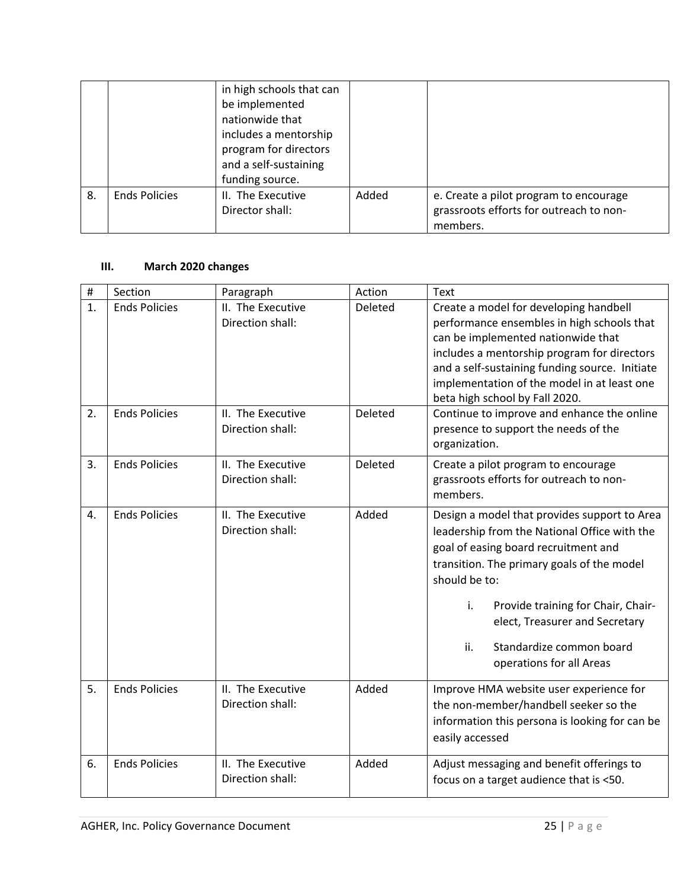| | | | | |
|---|---|---|---|---|
| | | in high schools that can be implemented nationwide that includes a mentorship program for directors and a self-sustaining funding source. | | |
| 8. | Ends Policies | II. The Executive Director shall: | Added | e. Create a pilot program to encourage grassroots efforts for outreach to non-members. |

### III. March 2020 changes

| # | Section | Paragraph | Action | Text |
|---|---|---|---|---|
| 1. | Ends Policies | II. The Executive Direction shall: | Deleted | Create a model for developing handbell performance ensembles in high schools that can be implemented nationwide that includes a mentorship program for directors and a self-sustaining funding source. Initiate implementation of the model in at least one beta high school by Fall 2020. |
| 2. | Ends Policies | II. The Executive Direction shall: | Deleted | Continue to improve and enhance the online presence to support the needs of the organization. |
| 3. | Ends Policies | II. The Executive Direction shall: | Deleted | Create a pilot program to encourage grassroots efforts for outreach to non-members. |
| 4. | Ends Policies | II. The Executive Direction shall: | Added | Design a model that provides support to Area leadership from the National Office with the goal of easing board recruitment and transition. The primary goals of the model should be to: i. Provide training for Chair, Chair-elect, Treasurer and Secretary ii. Standardize common board operations for all Areas |
| 5. | Ends Policies | II. The Executive Direction shall: | Added | Improve HMA website user experience for the non-member/handbell seeker so the information this persona is looking for can be easily accessed |
| 6. | Ends Policies | II. The Executive Direction shall: | Added | Adjust messaging and benefit offerings to focus on a target audience that is <50. |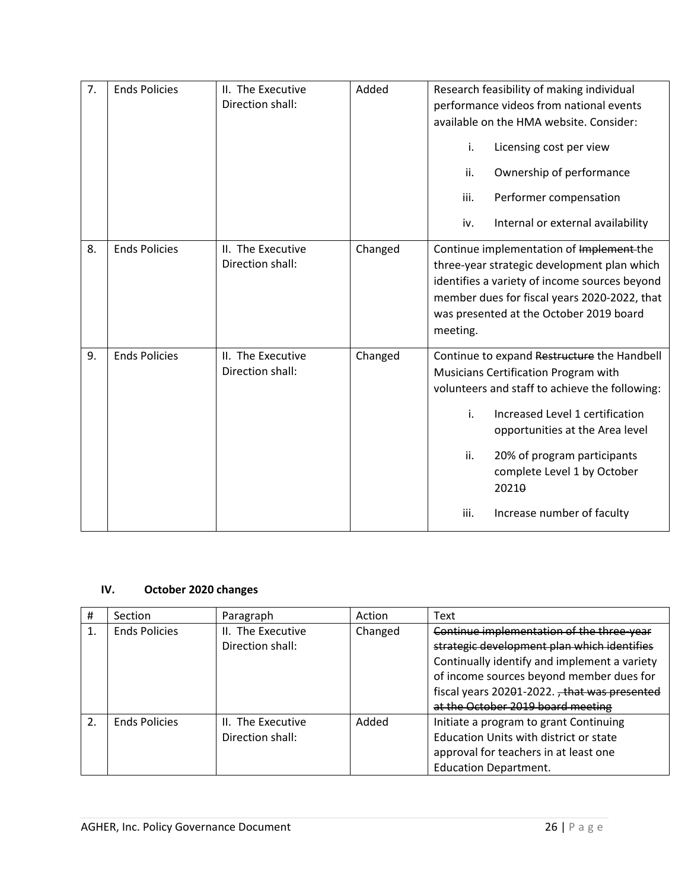| | | | | |
|---|---|---|---|---|
| 7. | Ends Policies | II. The Executive Direction shall: | Added | Research feasibility of making individual performance videos from national events available on the HMA website. Consider:<br>i. Licensing cost per view<br>ii. Ownership of performance<br>iii. Performer compensation<br>iv. Internal or external availability |
| 8. | Ends Policies | II. The Executive Direction shall: | Changed | Continue implementation of ~~Implement~~ the three-year strategic development plan which identifies a variety of income sources beyond member dues for fiscal years 2020-2022, that was presented at the October 2019 board meeting. |
| 9. | Ends Policies | II. The Executive Direction shall: | Changed | Continue to expand ~~Restructure~~ the Handbell Musicians Certification Program with volunteers and staff to achieve the following:<br>i. Increased Level 1 certification opportunities at the Area level<br>ii. 20% of program participants complete Level 1 by October 2021~~0~~<br>iii. Increase number of faculty |

## IV. October 2020 changes

| # | Section | Paragraph | Action | Text |
|---|---|---|---|---|
| 1. | Ends Policies | II. The Executive Direction shall: | Changed | ~~Continue implementation of the three-year strategic development plan which identifies~~ Continually identify and implement a variety of income sources beyond member dues for fiscal years 2020~~1~~-2022. ~~, that was presented at the October 2019 board meeting~~ |
| 2. | Ends Policies | II. The Executive Direction shall: | Added | Initiate a program to grant Continuing Education Units with district or state approval for teachers in at least one Education Department. |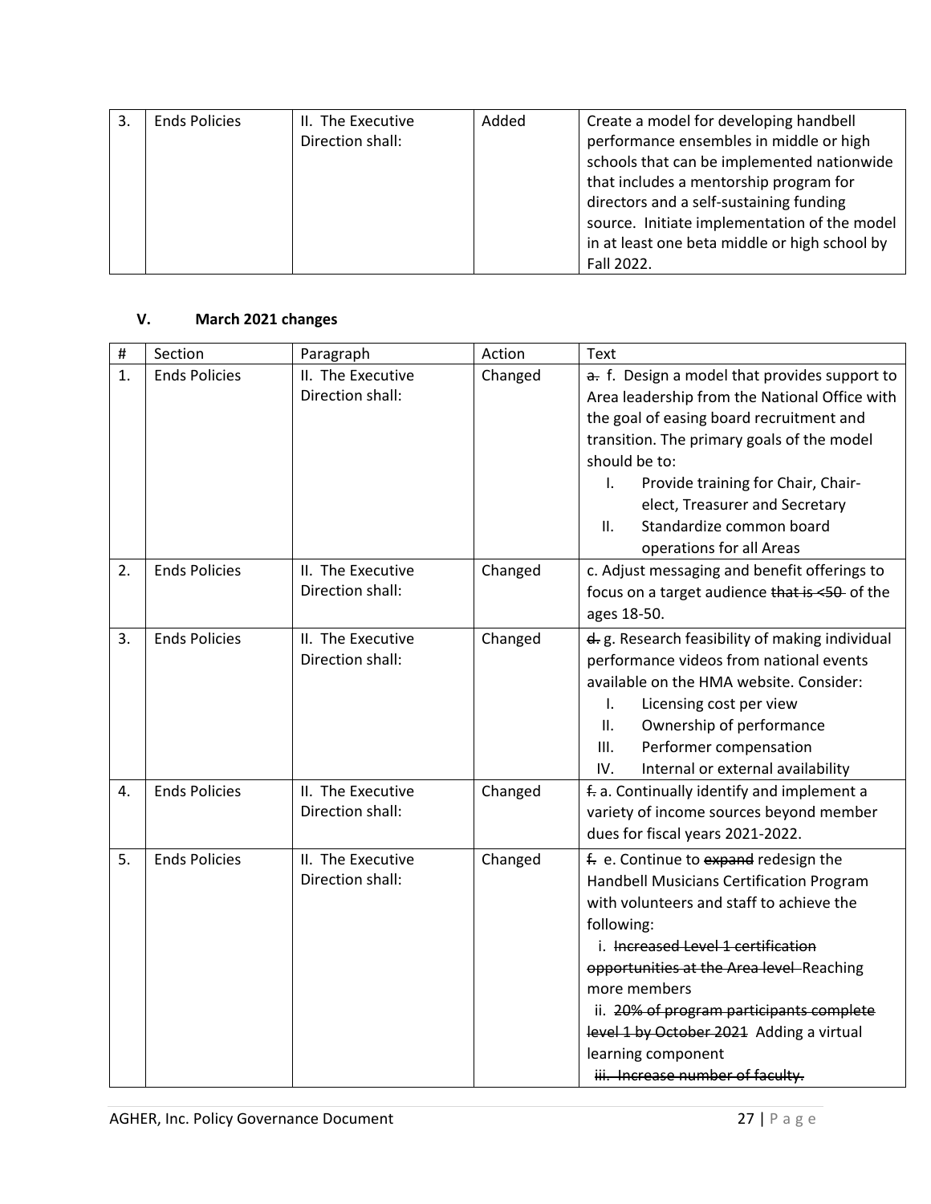| | | | | |
|---|---|---|---|---|
| 3. | Ends Policies | II. The Executive Direction shall: | Added | Create a model for developing handbell performance ensembles in middle or high schools that can be implemented nationwide that includes a mentorship program for directors and a self-sustaining funding source. Initiate implementation of the model in at least one beta middle or high school by Fall 2022. |

### V. March 2021 changes

| # | Section | Paragraph | Action | Text |
|---|---|---|---|---|
| 1. | Ends Policies | II. The Executive Direction shall: | Changed | ~~a.~~ f. Design a model that provides support to Area leadership from the National Office with the goal of easing board recruitment and transition. The primary goals of the model should be to:<br>I. Provide training for Chair, Chair-elect, Treasurer and Secretary<br>II. Standardize common board operations for all Areas |
| 2. | Ends Policies | II. The Executive Direction shall: | Changed | c. Adjust messaging and benefit offerings to focus on a target audience ~~that is <50~~ of the ages 18-50. |
| 3. | Ends Policies | II. The Executive Direction shall: | Changed | ~~d.~~ g. Research feasibility of making individual performance videos from national events available on the HMA website. Consider:<br>I. Licensing cost per view<br>II. Ownership of performance<br>III. Performer compensation<br>IV. Internal or external availability |
| 4. | Ends Policies | II. The Executive Direction shall: | Changed | ~~f.~~ a. Continually identify and implement a variety of income sources beyond member dues for fiscal years 2021-2022. |
| 5. | Ends Policies | II. The Executive Direction shall: | Changed | ~~f.~~ e. Continue to ~~expand~~ redesign the Handbell Musicians Certification Program with volunteers and staff to achieve the following:<br>i. ~~Increased Level 1 certification opportunities at the Area level~~ Reaching more members<br>ii. ~~20% of program participants complete level 1 by October 2021~~ Adding a virtual learning component<br>~~iii. Increase number of faculty.~~ |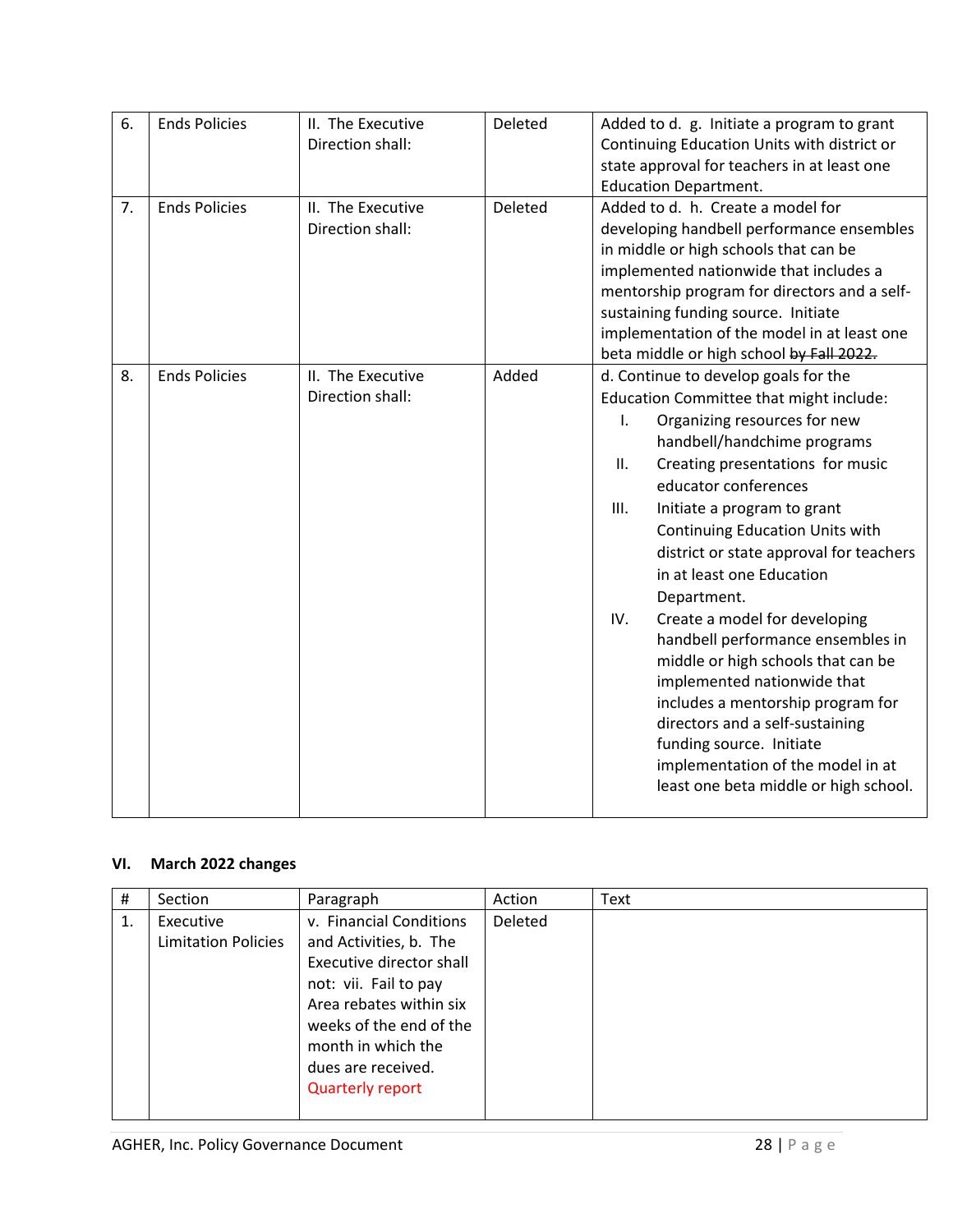| | | | | |
|---|---|---|---|---|
| 6. | Ends Policies | II. The Executive Direction shall: | Deleted | Added to d. g. Initiate a program to grant Continuing Education Units with district or state approval for teachers in at least one Education Department. |
| 7. | Ends Policies | II. The Executive Direction shall: | Deleted | Added to d. h. Create a model for developing handbell performance ensembles in middle or high schools that can be implemented nationwide that includes a mentorship program for directors and a self-sustaining funding source. Initiate implementation of the model in at least one beta middle or high school ~~by Fall 2022.~~ |
| 8. | Ends Policies | II. The Executive Direction shall: | Added | d. Continue to develop goals for the Education Committee that might include: I. Organizing resources for new handbell/handchime programs II. Creating presentations for music educator conferences III. Initiate a program to grant Continuing Education Units with district or state approval for teachers in at least one Education Department. IV. Create a model for developing handbell performance ensembles in middle or high schools that can be implemented nationwide that includes a mentorship program for directors and a self-sustaining funding source. Initiate implementation of the model in at least one beta middle or high school. |

## VI. March 2022 changes

| # | Section | Paragraph | Action | Text |
|---|---|---|---|---|
| 1. | Executive Limitation Policies | v. Financial Conditions and Activities, b. The Executive director shall not: vii. Fail to pay Area rebates within six weeks of the end of the month in which the dues are received. Quarterly report | Deleted | |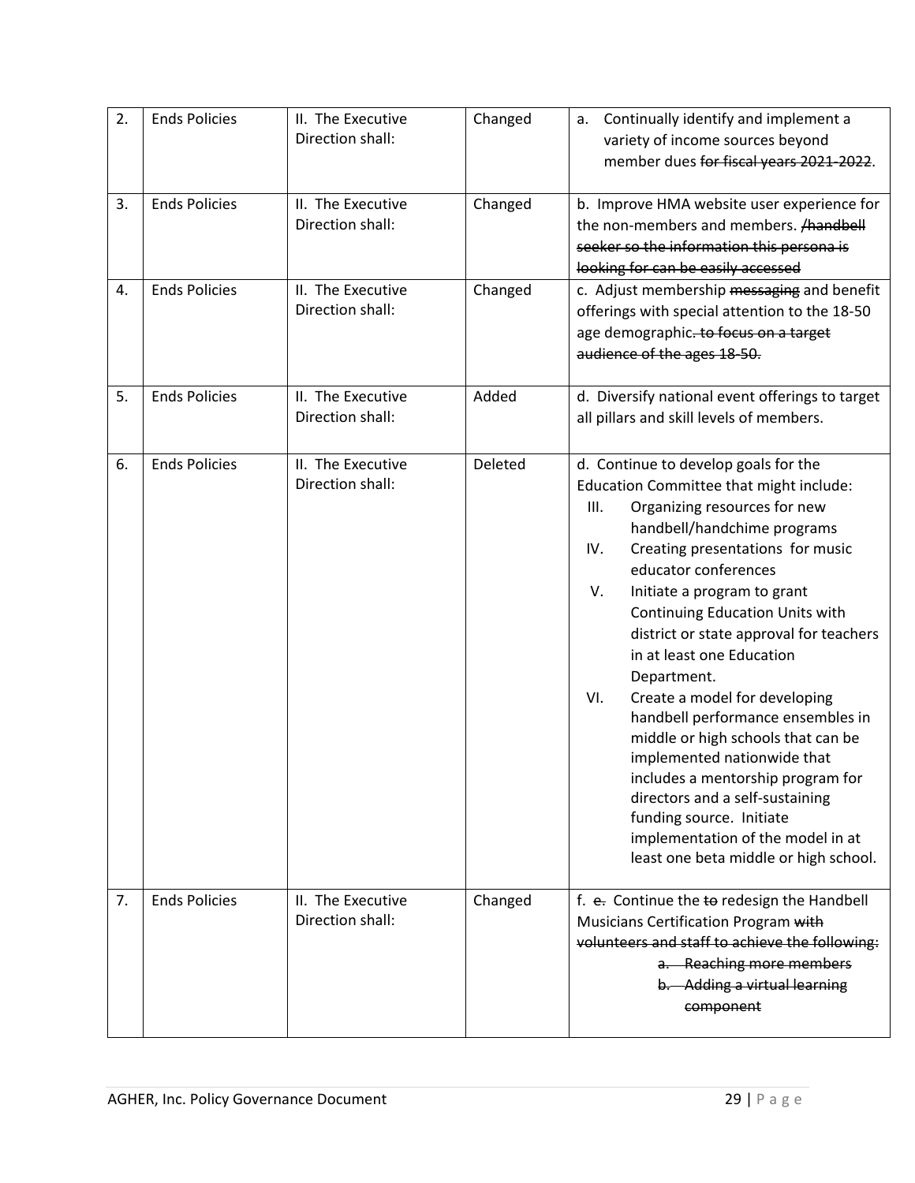| | | | | |
|---|---|---|---|---|
| 2. | Ends Policies | II. The Executive Direction shall: | Changed | a. Continually identify and implement a variety of income sources beyond member dues ~~for fiscal years 2021-2022~~. |
| 3. | Ends Policies | II. The Executive Direction shall: | Changed | b. Improve HMA website user experience for the non-members and members. ~~/handbell seeker so the information this persona is looking for can be easily accessed~~ |
| 4. | Ends Policies | II. The Executive Direction shall: | Changed | c. Adjust membership ~~messaging~~ and benefit offerings with special attention to the 18-50 age demographic~~. to focus on a target audience of the ages 18-50.~~ |
| 5. | Ends Policies | II. The Executive Direction shall: | Added | d. Diversify national event offerings to target all pillars and skill levels of members. |
| 6. | Ends Policies | II. The Executive Direction shall: | Deleted | d. Continue to develop goals for the Education Committee that might include: III. Organizing resources for new handbell/handchime programs IV. Creating presentations for music educator conferences V. Initiate a program to grant Continuing Education Units with district or state approval for teachers in at least one Education Department. VI. Create a model for developing handbell performance ensembles in middle or high schools that can be implemented nationwide that includes a mentorship program for directors and a self-sustaining funding source. Initiate implementation of the model in at least one beta middle or high school. |
| 7. | Ends Policies | II. The Executive Direction shall: | Changed | f. ~~e.~~ Continue the ~~to~~ redesign the Handbell Musicians Certification Program ~~with volunteers and staff to achieve the following: a. Reaching more members b. Adding a virtual learning component~~ |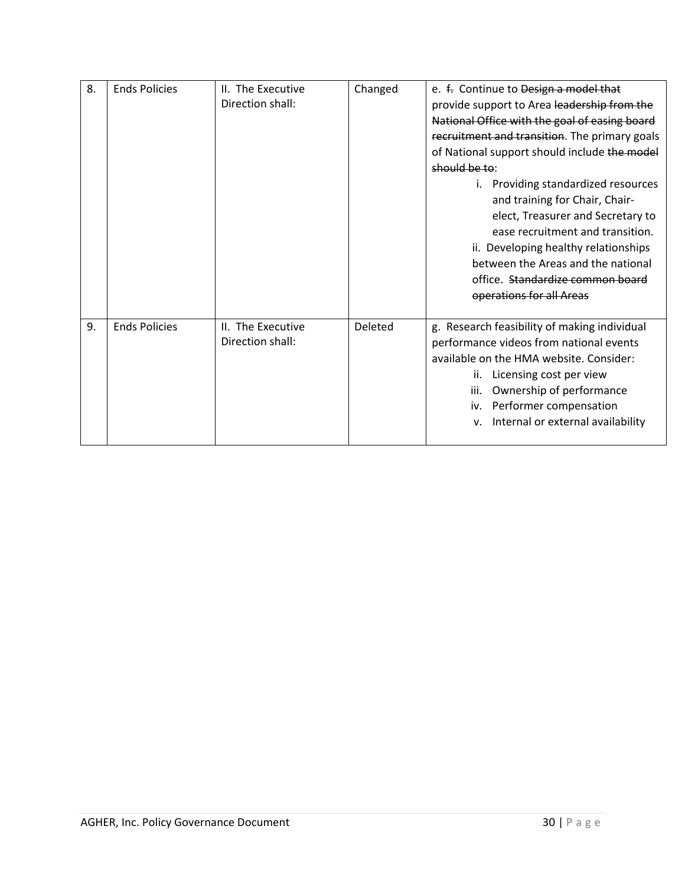| | | | | |
|---|---|---|---|---|
| 8. | Ends Policies | II. The Executive Direction shall: | Changed | e. ~~f.~~ Continue to ~~Design a model that~~ provide support to Area ~~leadership from the National Office with the goal of easing board recruitment and transition~~. The primary goals of National support should include ~~the model should be to~~:<br>i. Providing standardized resources and training for Chair, Chair-elect, Treasurer and Secretary to ease recruitment and transition.<br>ii. Developing healthy relationships between the Areas and the national office. ~~Standardize common board operations for all Areas~~ |
| 9. | Ends Policies | II. The Executive Direction shall: | Deleted | g. Research feasibility of making individual performance videos from national events available on the HMA website. Consider:<br>ii. Licensing cost per view<br>iii. Ownership of performance<br>iv. Performer compensation<br>v. Internal or external availability |